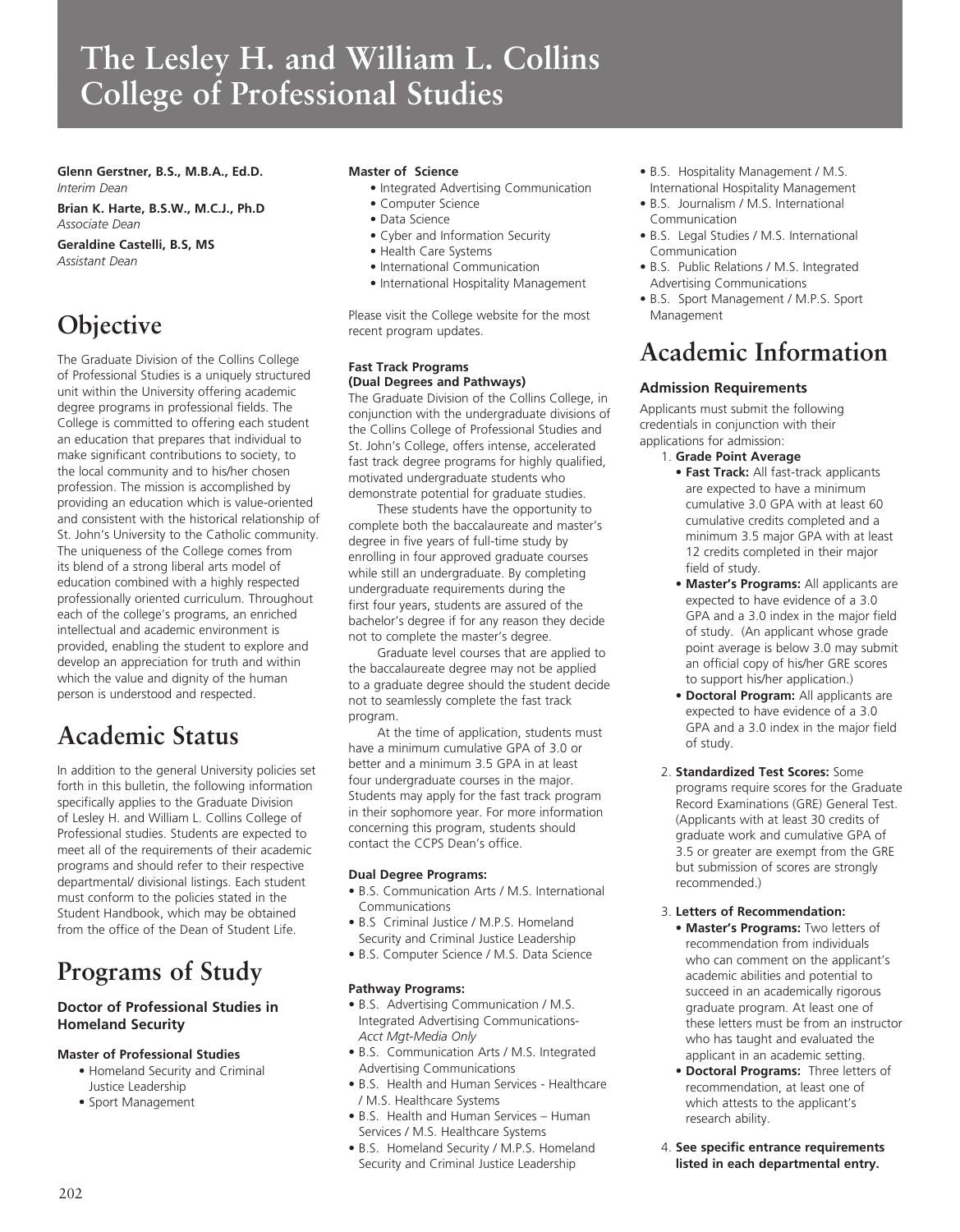# The Lesley H. and William L. Collins College of Professional Studies

**Glenn Gerstner, B.S., M.B.A., Ed.D.**
*Interim Dean*

**Brian K. Harte, B.S.W., M.C.J., Ph.D**
*Associate Dean*

**Geraldine Castelli, B.S, MS**
*Assistant Dean*

## Objective

The Graduate Division of the Collins College of Professional Studies is a uniquely structured unit within the University offering academic degree programs in professional fields. The College is committed to offering each student an education that prepares that individual to make significant contributions to society, to the local community and to his/her chosen profession. The mission is accomplished by providing an education which is value-oriented and consistent with the historical relationship of St. John's University to the Catholic community. The uniqueness of the College comes from its blend of a strong liberal arts model of education combined with a highly respected professionally oriented curriculum. Throughout each of the college's programs, an enriched intellectual and academic environment is provided, enabling the student to explore and develop an appreciation for truth and within which the value and dignity of the human person is understood and respected.

## Academic Status

In addition to the general University policies set forth in this bulletin, the following information specifically applies to the Graduate Division of Lesley H. and William L. Collins College of Professional studies. Students are expected to meet all of the requirements of their academic programs and should refer to their respective departmental/ divisional listings. Each student must conform to the policies stated in the Student Handbook, which may be obtained from the office of the Dean of Student Life.

## Programs of Study

### Doctor of Professional Studies in Homeland Security

#### Master of Professional Studies

- Homeland Security and Criminal Justice Leadership
- Sport Management

#### Master of Science

- Integrated Advertising Communication
- Computer Science
- Data Science
- Cyber and Information Security
- Health Care Systems
- International Communication
- International Hospitality Management

Please visit the College website for the most recent program updates.

#### Fast Track Programs (Dual Degrees and Pathways)

The Graduate Division of the Collins College, in conjunction with the undergraduate divisions of the Collins College of Professional Studies and St. John's College, offers intense, accelerated fast track degree programs for highly qualified, motivated undergraduate students who demonstrate potential for graduate studies.

These students have the opportunity to complete both the baccalaureate and master's degree in five years of full-time study by enrolling in four approved graduate courses while still an undergraduate. By completing undergraduate requirements during the first four years, students are assured of the bachelor's degree if for any reason they decide not to complete the master's degree.

Graduate level courses that are applied to the baccalaureate degree may not be applied to a graduate degree should the student decide not to seamlessly complete the fast track program.

At the time of application, students must have a minimum cumulative GPA of 3.0 or better and a minimum 3.5 GPA in at least four undergraduate courses in the major. Students may apply for the fast track program in their sophomore year. For more information concerning this program, students should contact the CCPS Dean's office.

#### Dual Degree Programs:

- B.S. Communication Arts / M.S. International Communications
- B.S Criminal Justice / M.P.S. Homeland Security and Criminal Justice Leadership
- B.S. Computer Science / M.S. Data Science

#### Pathway Programs:

- B.S. Advertising Communication / M.S. Integrated Advertising Communications- *Acct Mgt-Media Only*
- B.S. Communication Arts / M.S. Integrated Advertising Communications
- B.S. Health and Human Services - Healthcare / M.S. Healthcare Systems
- B.S. Health and Human Services – Human Services / M.S. Healthcare Systems
- B.S. Homeland Security / M.P.S. Homeland Security and Criminal Justice Leadership
- B.S. Hospitality Management / M.S. International Hospitality Management
- B.S. Journalism / M.S. International Communication
- B.S. Legal Studies / M.S. International Communication
- B.S. Public Relations / M.S. Integrated Advertising Communications
- B.S. Sport Management / M.P.S. Sport Management

## Academic Information

### Admission Requirements

Applicants must submit the following credentials in conjunction with their applications for admission:

1. **Grade Point Average**
   - **Fast Track:** All fast-track applicants are expected to have a minimum cumulative 3.0 GPA with at least 60 cumulative credits completed and a minimum 3.5 major GPA with at least 12 credits completed in their major field of study.
   - **Master's Programs:** All applicants are expected to have evidence of a 3.0 GPA and a 3.0 index in the major field of study. (An applicant whose grade point average is below 3.0 may submit an official copy of his/her GRE scores to support his/her application.)
   - **Doctoral Program:** All applicants are expected to have evidence of a 3.0 GPA and a 3.0 index in the major field of study.

2. **Standardized Test Scores:** Some programs require scores for the Graduate Record Examinations (GRE) General Test. (Applicants with at least 30 credits of graduate work and cumulative GPA of 3.5 or greater are exempt from the GRE but submission of scores are strongly recommended.)

3. **Letters of Recommendation:**
   - **Master's Programs:** Two letters of recommendation from individuals who can comment on the applicant's academic abilities and potential to succeed in an academically rigorous graduate program. At least one of these letters must be from an instructor who has taught and evaluated the applicant in an academic setting.
   - **Doctoral Programs:** Three letters of recommendation, at least one of which attests to the applicant's research ability.

4. **See specific entrance requirements listed in each departmental entry.**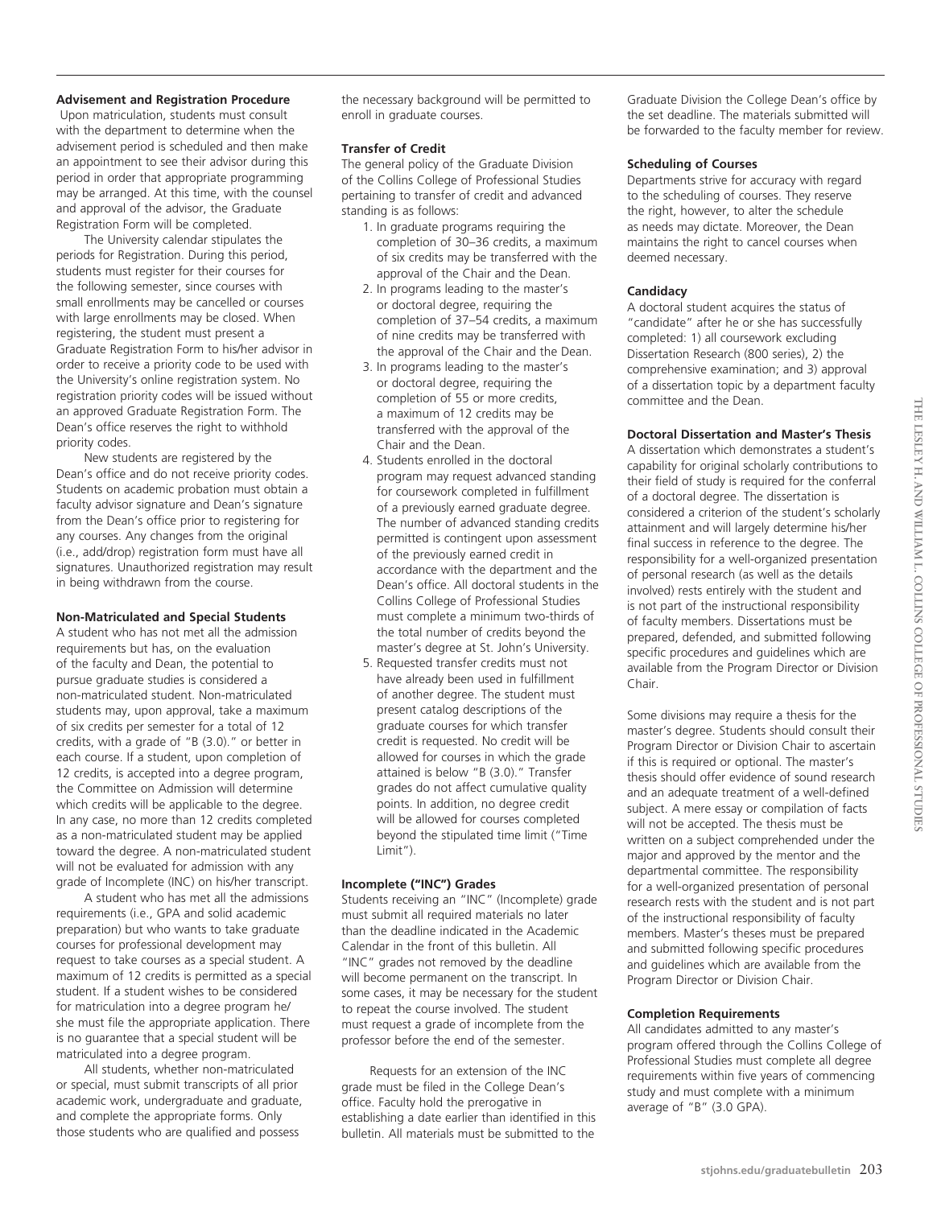**Advisement and Registration Procedure**

Upon matriculation, students must consult with the department to determine when the advisement period is scheduled and then make an appointment to see their advisor during this period in order that appropriate programming may be arranged. At this time, with the counsel and approval of the advisor, the Graduate Registration Form will be completed.

The University calendar stipulates the periods for Registration. During this period, students must register for their courses for the following semester, since courses with small enrollments may be cancelled or courses with large enrollments may be closed. When registering, the student must present a Graduate Registration Form to his/her advisor in order to receive a priority code to be used with the University's online registration system. No registration priority codes will be issued without an approved Graduate Registration Form. The Dean's office reserves the right to withhold priority codes.

New students are registered by the Dean's office and do not receive priority codes. Students on academic probation must obtain a faculty advisor signature and Dean's signature from the Dean's office prior to registering for any courses. Any changes from the original (i.e., add/drop) registration form must have all signatures. Unauthorized registration may result in being withdrawn from the course.

**Non-Matriculated and Special Students**

A student who has not met all the admission requirements but has, on the evaluation of the faculty and Dean, the potential to pursue graduate studies is considered a non-matriculated student. Non-matriculated students may, upon approval, take a maximum of six credits per semester for a total of 12 credits, with a grade of "B (3.0)." or better in each course. If a student, upon completion of 12 credits, is accepted into a degree program, the Committee on Admission will determine which credits will be applicable to the degree. In any case, no more than 12 credits completed as a non-matriculated student may be applied toward the degree. A non-matriculated student will not be evaluated for admission with any grade of Incomplete (INC) on his/her transcript.

A student who has met all the admissions requirements (i.e., GPA and solid academic preparation) but who wants to take graduate courses for professional development may request to take courses as a special student. A maximum of 12 credits is permitted as a special student. If a student wishes to be considered for matriculation into a degree program he/she must file the appropriate application. There is no guarantee that a special student will be matriculated into a degree program.

All students, whether non-matriculated or special, must submit transcripts of all prior academic work, undergraduate and graduate, and complete the appropriate forms. Only those students who are qualified and possess the necessary background will be permitted to enroll in graduate courses.

**Transfer of Credit**

The general policy of the Graduate Division of the Collins College of Professional Studies pertaining to transfer of credit and advanced standing is as follows:

1. In graduate programs requiring the completion of 30–36 credits, a maximum of six credits may be transferred with the approval of the Chair and the Dean.
2. In programs leading to the master's or doctoral degree, requiring the completion of 37–54 credits, a maximum of nine credits may be transferred with the approval of the Chair and the Dean.
3. In programs leading to the master's or doctoral degree, requiring the completion of 55 or more credits, a maximum of 12 credits may be transferred with the approval of the Chair and the Dean.
4. Students enrolled in the doctoral program may request advanced standing for coursework completed in fulfillment of a previously earned graduate degree. The number of advanced standing credits permitted is contingent upon assessment of the previously earned credit in accordance with the department and the Dean's office. All doctoral students in the Collins College of Professional Studies must complete a minimum two-thirds of the total number of credits beyond the master's degree at St. John's University.
5. Requested transfer credits must not have already been used in fulfillment of another degree. The student must present catalog descriptions of the graduate courses for which transfer credit is requested. No credit will be allowed for courses in which the grade attained is below "B (3.0)." Transfer grades do not affect cumulative quality points. In addition, no degree credit will be allowed for courses completed beyond the stipulated time limit ("Time Limit").

**Incomplete ("INC") Grades**

Students receiving an "INC" (Incomplete) grade must submit all required materials no later than the deadline indicated in the Academic Calendar in the front of this bulletin. All "INC" grades not removed by the deadline will become permanent on the transcript. In some cases, it may be necessary for the student to repeat the course involved. The student must request a grade of incomplete from the professor before the end of the semester.

Requests for an extension of the INC grade must be filed in the College Dean's office. Faculty hold the prerogative in establishing a date earlier than identified in this bulletin. All materials must be submitted to the Graduate Division the College Dean's office by the set deadline. The materials submitted will be forwarded to the faculty member for review.

**Scheduling of Courses**

Departments strive for accuracy with regard to the scheduling of courses. They reserve the right, however, to alter the schedule as needs may dictate. Moreover, the Dean maintains the right to cancel courses when deemed necessary.

**Candidacy**

A doctoral student acquires the status of "candidate" after he or she has successfully completed: 1) all coursework excluding Dissertation Research (800 series), 2) the comprehensive examination; and 3) approval of a dissertation topic by a department faculty committee and the Dean.

**Doctoral Dissertation and Master's Thesis**

A dissertation which demonstrates a student's capability for original scholarly contributions to their field of study is required for the conferral of a doctoral degree. The dissertation is considered a criterion of the student's scholarly attainment and will largely determine his/her final success in reference to the degree. The responsibility for a well-organized presentation of personal research (as well as the details involved) rests entirely with the student and is not part of the instructional responsibility of faculty members. Dissertations must be prepared, defended, and submitted following specific procedures and guidelines which are available from the Program Director or Division Chair.

Some divisions may require a thesis for the master's degree. Students should consult their Program Director or Division Chair to ascertain if this is required or optional. The master's thesis should offer evidence of sound research and an adequate treatment of a well-defined subject. A mere essay or compilation of facts will not be accepted. The thesis must be written on a subject comprehended under the major and approved by the mentor and the departmental committee. The responsibility for a well-organized presentation of personal research rests with the student and is not part of the instructional responsibility of faculty members. Master's theses must be prepared and submitted following specific procedures and guidelines which are available from the Program Director or Division Chair.

**Completion Requirements**

All candidates admitted to any master's program offered through the Collins College of Professional Studies must complete all degree requirements within five years of commencing study and must complete with a minimum average of "B" (3.0 GPA).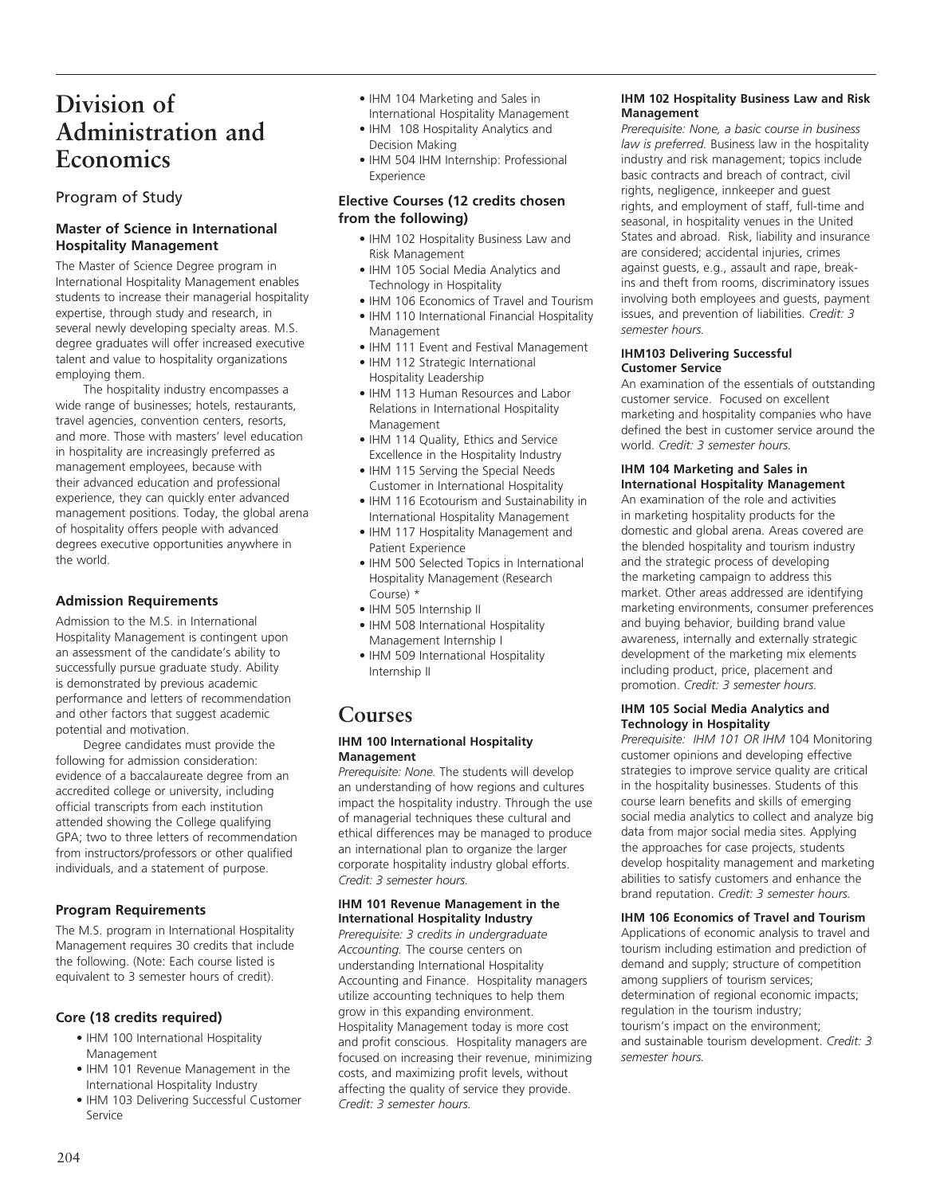# Division of Administration and Economics

## Program of Study

### Master of Science in International Hospitality Management

The Master of Science Degree program in International Hospitality Management enables students to increase their managerial hospitality expertise, through study and research, in several newly developing specialty areas. M.S. degree graduates will offer increased executive talent and value to hospitality organizations employing them.

The hospitality industry encompasses a wide range of businesses; hotels, restaurants, travel agencies, convention centers, resorts, and more. Those with masters' level education in hospitality are increasingly preferred as management employees, because with their advanced education and professional experience, they can quickly enter advanced management positions. Today, the global arena of hospitality offers people with advanced degrees executive opportunities anywhere in the world.

### Admission Requirements

Admission to the M.S. in International Hospitality Management is contingent upon an assessment of the candidate's ability to successfully pursue graduate study. Ability is demonstrated by previous academic performance and letters of recommendation and other factors that suggest academic potential and motivation.

Degree candidates must provide the following for admission consideration: evidence of a baccalaureate degree from an accredited college or university, including official transcripts from each institution attended showing the College qualifying GPA; two to three letters of recommendation from instructors/professors or other qualified individuals, and a statement of purpose.

### Program Requirements

The M.S. program in International Hospitality Management requires 30 credits that include the following. (Note: Each course listed is equivalent to 3 semester hours of credit).

### Core (18 credits required)

- IHM 100 International Hospitality Management
- IHM 101 Revenue Management in the International Hospitality Industry
- IHM 103 Delivering Successful Customer Service
- IHM 104 Marketing and Sales in International Hospitality Management
- IHM 108 Hospitality Analytics and Decision Making
- IHM 504 IHM Internship: Professional Experience

### Elective Courses (12 credits chosen from the following)

- IHM 102 Hospitality Business Law and Risk Management
- IHM 105 Social Media Analytics and Technology in Hospitality
- IHM 106 Economics of Travel and Tourism
- IHM 110 International Financial Hospitality Management
- IHM 111 Event and Festival Management
- IHM 112 Strategic International Hospitality Leadership
- IHM 113 Human Resources and Labor Relations in International Hospitality Management
- IHM 114 Quality, Ethics and Service Excellence in the Hospitality Industry
- IHM 115 Serving the Special Needs Customer in International Hospitality
- IHM 116 Ecotourism and Sustainability in International Hospitality Management
- IHM 117 Hospitality Management and Patient Experience
- IHM 500 Selected Topics in International Hospitality Management (Research Course) *
- IHM 505 Internship II
- IHM 508 International Hospitality Management Internship I
- IHM 509 International Hospitality Internship II

# Courses

#### IHM 100 International Hospitality Management

*Prerequisite: None.* The students will develop an understanding of how regions and cultures impact the hospitality industry. Through the use of managerial techniques these cultural and ethical differences may be managed to produce an international plan to organize the larger corporate hospitality industry global efforts. *Credit: 3 semester hours.*

#### IHM 101 Revenue Management in the International Hospitality Industry

*Prerequisite: 3 credits in undergraduate Accounting.* The course centers on understanding International Hospitality Accounting and Finance. Hospitality managers utilize accounting techniques to help them grow in this expanding environment. Hospitality Management today is more cost and profit conscious. Hospitality managers are focused on increasing their revenue, minimizing costs, and maximizing profit levels, without affecting the quality of service they provide. *Credit: 3 semester hours.*

#### IHM 102 Hospitality Business Law and Risk Management

*Prerequisite: None, a basic course in business law is preferred.* Business law in the hospitality industry and risk management; topics include basic contracts and breach of contract, civil rights, negligence, innkeeper and guest rights, and employment of staff, full-time and seasonal, in hospitality venues in the United States and abroad. Risk, liability and insurance are considered; accidental injuries, crimes against guests, e.g., assault and rape, break-ins and theft from rooms, discriminatory issues involving both employees and guests, payment issues, and prevention of liabilities. *Credit: 3 semester hours.*

#### IHM103 Delivering Successful Customer Service

An examination of the essentials of outstanding customer service. Focused on excellent marketing and hospitality companies who have defined the best in customer service around the world. *Credit: 3 semester hours.*

#### IHM 104 Marketing and Sales in International Hospitality Management

An examination of the role and activities in marketing hospitality products for the domestic and global arena. Areas covered are the blended hospitality and tourism industry and the strategic process of developing the marketing campaign to address this market. Other areas addressed are identifying marketing environments, consumer preferences and buying behavior, building brand value awareness, internally and externally strategic development of the marketing mix elements including product, price, placement and promotion. *Credit: 3 semester hours.*

#### IHM 105 Social Media Analytics and Technology in Hospitality

*Prerequisite: IHM 101 OR IHM* 104 Monitoring customer opinions and developing effective strategies to improve service quality are critical in the hospitality businesses. Students of this course learn benefits and skills of emerging social media analytics to collect and analyze big data from major social media sites. Applying the approaches for case projects, students develop hospitality management and marketing abilities to satisfy customers and enhance the brand reputation. *Credit: 3 semester hours.*

#### IHM 106 Economics of Travel and Tourism

Applications of economic analysis to travel and tourism including estimation and prediction of demand and supply; structure of competition among suppliers of tourism services; determination of regional economic impacts; regulation in the tourism industry; tourism's impact on the environment; and sustainable tourism development. *Credit: 3 semester hours.*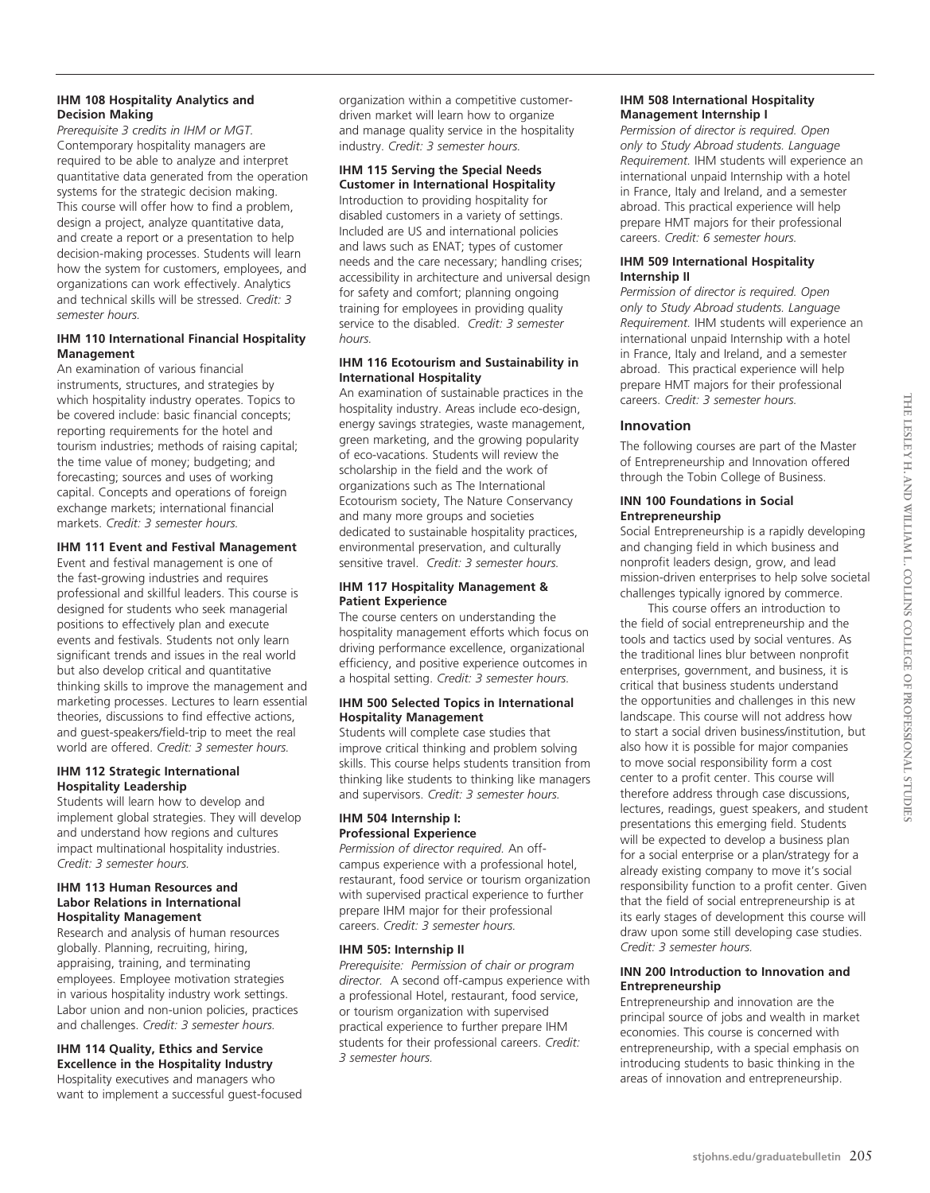**IHM 108 Hospitality Analytics and Decision Making**
*Prerequisite 3 credits in IHM or MGT.* Contemporary hospitality managers are required to be able to analyze and interpret quantitative data generated from the operation systems for the strategic decision making. This course will offer how to find a problem, design a project, analyze quantitative data, and create a report or a presentation to help decision-making processes. Students will learn how the system for customers, employees, and organizations can work effectively. Analytics and technical skills will be stressed. *Credit: 3 semester hours.*

**IHM 110 International Financial Hospitality Management**
An examination of various financial instruments, structures, and strategies by which hospitality industry operates. Topics to be covered include: basic financial concepts; reporting requirements for the hotel and tourism industries; methods of raising capital; the time value of money; budgeting; and forecasting; sources and uses of working capital. Concepts and operations of foreign exchange markets; international financial markets. *Credit: 3 semester hours.*

**IHM 111 Event and Festival Management**
Event and festival management is one of the fast-growing industries and requires professional and skillful leaders. This course is designed for students who seek managerial positions to effectively plan and execute events and festivals. Students not only learn significant trends and issues in the real world but also develop critical and quantitative thinking skills to improve the management and marketing processes. Lectures to learn essential theories, discussions to find effective actions, and guest-speakers/field-trip to meet the real world are offered. *Credit: 3 semester hours.*

**IHM 112 Strategic International Hospitality Leadership**
Students will learn how to develop and implement global strategies. They will develop and understand how regions and cultures impact multinational hospitality industries. *Credit: 3 semester hours.*

**IHM 113 Human Resources and Labor Relations in International Hospitality Management**
Research and analysis of human resources globally. Planning, recruiting, hiring, appraising, training, and terminating employees. Employee motivation strategies in various hospitality industry work settings. Labor union and non-union policies, practices and challenges. *Credit: 3 semester hours.*

**IHM 114 Quality, Ethics and Service Excellence in the Hospitality Industry**
Hospitality executives and managers who want to implement a successful guest-focused organization within a competitive customer-driven market will learn how to organize and manage quality service in the hospitality industry. *Credit: 3 semester hours.*

**IHM 115 Serving the Special Needs Customer in International Hospitality**
Introduction to providing hospitality for disabled customers in a variety of settings. Included are US and international policies and laws such as ENAT; types of customer needs and the care necessary; handling crises; accessibility in architecture and universal design for safety and comfort; planning ongoing training for employees in providing quality service to the disabled. *Credit: 3 semester hours.*

**IHM 116 Ecotourism and Sustainability in International Hospitality**
An examination of sustainable practices in the hospitality industry. Areas include eco-design, energy savings strategies, waste management, green marketing, and the growing popularity of eco-vacations. Students will review the scholarship in the field and the work of organizations such as The International Ecotourism society, The Nature Conservancy and many more groups and societies dedicated to sustainable hospitality practices, environmental preservation, and culturally sensitive travel. *Credit: 3 semester hours.*

**IHM 117 Hospitality Management & Patient Experience**
The course centers on understanding the hospitality management efforts which focus on driving performance excellence, organizational efficiency, and positive experience outcomes in a hospital setting. *Credit: 3 semester hours.*

**IHM 500 Selected Topics in International Hospitality Management**
Students will complete case studies that improve critical thinking and problem solving skills. This course helps students transition from thinking like students to thinking like managers and supervisors. *Credit: 3 semester hours.*

**IHM 504 Internship I: Professional Experience**
*Permission of director required.* An off-campus experience with a professional hotel, restaurant, food service or tourism organization with supervised practical experience to further prepare IHM major for their professional careers. *Credit: 3 semester hours.*

**IHM 505: Internship II**
*Prerequisite: Permission of chair or program director.* A second off-campus experience with a professional Hotel, restaurant, food service, or tourism organization with supervised practical experience to further prepare IHM students for their professional careers. *Credit: 3 semester hours.*

**IHM 508 International Hospitality Management Internship I**
*Permission of director is required. Open only to Study Abroad students. Language Requirement.* IHM students will experience an international unpaid Internship with a hotel in France, Italy and Ireland, and a semester abroad. This practical experience will help prepare HMT majors for their professional careers. *Credit: 6 semester hours.*

**IHM 509 International Hospitality Internship II**
*Permission of director is required. Open only to Study Abroad students. Language Requirement.* IHM students will experience an international unpaid Internship with a hotel in France, Italy and Ireland, and a semester abroad. This practical experience will help prepare HMT majors for their professional careers. *Credit: 3 semester hours.*

## Innovation

The following courses are part of the Master of Entrepreneurship and Innovation offered through the Tobin College of Business.

**INN 100 Foundations in Social Entrepreneurship**
Social Entrepreneurship is a rapidly developing and changing field in which business and nonprofit leaders design, grow, and lead mission-driven enterprises to help solve societal challenges typically ignored by commerce.

This course offers an introduction to the field of social entrepreneurship and the tools and tactics used by social ventures. As the traditional lines blur between nonprofit enterprises, government, and business, it is critical that business students understand the opportunities and challenges in this new landscape. This course will not address how to start a social driven business/institution, but also how it is possible for major companies to move social responsibility form a cost center to a profit center. This course will therefore address through case discussions, lectures, readings, guest speakers, and student presentations this emerging field. Students will be expected to develop a business plan for a social enterprise or a plan/strategy for a already existing company to move it's social responsibility function to a profit center. Given that the field of social entrepreneurship is at its early stages of development this course will draw upon some still developing case studies. *Credit: 3 semester hours.*

**INN 200 Introduction to Innovation and Entrepreneurship**
Entrepreneurship and innovation are the principal source of jobs and wealth in market economies. This course is concerned with entrepreneurship, with a special emphasis on introducing students to basic thinking in the areas of innovation and entrepreneurship.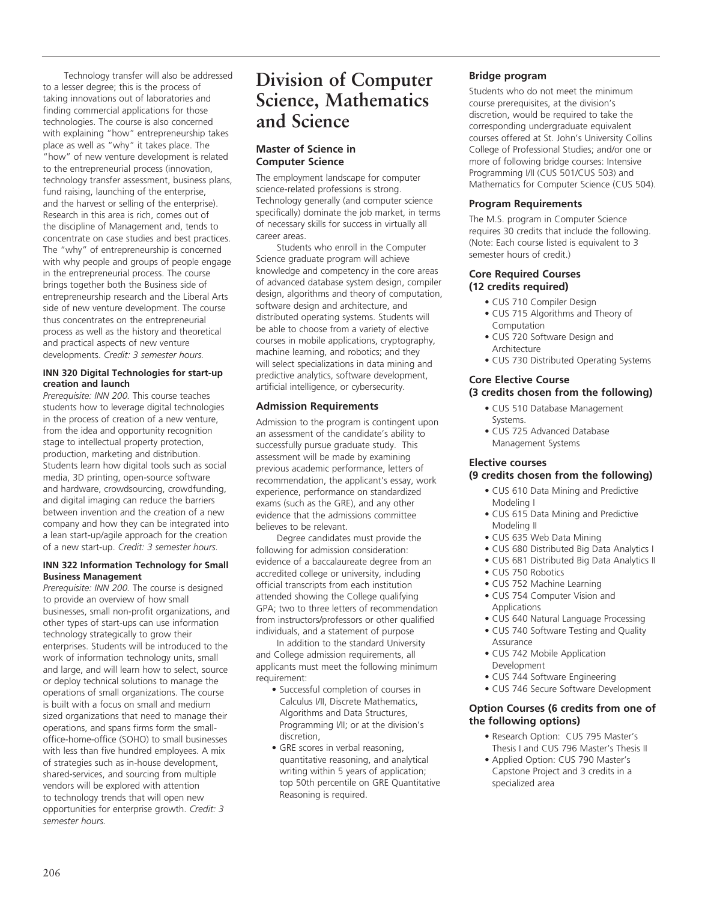Technology transfer will also be addressed to a lesser degree; this is the process of taking innovations out of laboratories and finding commercial applications for those technologies. The course is also concerned with explaining "how" entrepreneurship takes place as well as "why" it takes place. The "how" of new venture development is related to the entrepreneurial process (innovation, technology transfer assessment, business plans, fund raising, launching of the enterprise, and the harvest or selling of the enterprise). Research in this area is rich, comes out of the discipline of Management and, tends to concentrate on case studies and best practices. The "why" of entrepreneurship is concerned with why people and groups of people engage in the entrepreneurial process. The course brings together both the Business side of entrepreneurship research and the Liberal Arts side of new venture development. The course thus concentrates on the entrepreneurial process as well as the history and theoretical and practical aspects of new venture developments. *Credit: 3 semester hours.*

#### INN 320 Digital Technologies for start-up creation and launch

*Prerequisite: INN 200.* This course teaches students how to leverage digital technologies in the process of creation of a new venture, from the idea and opportunity recognition stage to intellectual property protection, production, marketing and distribution. Students learn how digital tools such as social media, 3D printing, open-source software and hardware, crowdsourcing, crowdfunding, and digital imaging can reduce the barriers between invention and the creation of a new company and how they can be integrated into a lean start-up/agile approach for the creation of a new start-up. *Credit: 3 semester hours.*

#### INN 322 Information Technology for Small Business Management

*Prerequisite: INN 200.* The course is designed to provide an overview of how small businesses, small non-profit organizations, and other types of start-ups can use information technology strategically to grow their enterprises. Students will be introduced to the work of information technology units, small and large, and will learn how to select, source or deploy technical solutions to manage the operations of small organizations. The course is built with a focus on small and medium sized organizations that need to manage their operations, and spans firms form the small-office-home-office (SOHO) to small businesses with less than five hundred employees. A mix of strategies such as in-house development, shared-services, and sourcing from multiple vendors will be explored with attention to technology trends that will open new opportunities for enterprise growth. *Credit: 3 semester hours.*

# Division of Computer Science, Mathematics and Science

## Master of Science in Computer Science

The employment landscape for computer science-related professions is strong. Technology generally (and computer science specifically) dominate the job market, in terms of necessary skills for success in virtually all career areas.

Students who enroll in the Computer Science graduate program will achieve knowledge and competency in the core areas of advanced database system design, compiler design, algorithms and theory of computation, software design and architecture, and distributed operating systems. Students will be able to choose from a variety of elective courses in mobile applications, cryptography, machine learning, and robotics; and they will select specializations in data mining and predictive analytics, software development, artificial intelligence, or cybersecurity.

### Admission Requirements

Admission to the program is contingent upon an assessment of the candidate's ability to successfully pursue graduate study. This assessment will be made by examining previous academic performance, letters of recommendation, the applicant's essay, work experience, performance on standardized exams (such as the GRE), and any other evidence that the admissions committee believes to be relevant.

Degree candidates must provide the following for admission consideration: evidence of a baccalaureate degree from an accredited college or university, including official transcripts from each institution attended showing the College qualifying GPA; two to three letters of recommendation from instructors/professors or other qualified individuals, and a statement of purpose

In addition to the standard University and College admission requirements, all applicants must meet the following minimum requirement:

- Successful completion of courses in Calculus I/II, Discrete Mathematics, Algorithms and Data Structures, Programming I/II; or at the division's discretion,
- GRE scores in verbal reasoning, quantitative reasoning, and analytical writing within 5 years of application; top 50th percentile on GRE Quantitative Reasoning is required.

### Bridge program

Students who do not meet the minimum course prerequisites, at the division's discretion, would be required to take the corresponding undergraduate equivalent courses offered at St. John's University Collins College of Professional Studies; and/or one or more of following bridge courses: Intensive Programming I/II (CUS 501/CUS 503) and Mathematics for Computer Science (CUS 504).

### Program Requirements

The M.S. program in Computer Science requires 30 credits that include the following. (Note: Each course listed is equivalent to 3 semester hours of credit.)

#### Core Required Courses (12 credits required)

- CUS 710 Compiler Design
- CUS 715 Algorithms and Theory of Computation
- CUS 720 Software Design and Architecture
- CUS 730 Distributed Operating Systems

#### Core Elective Course (3 credits chosen from the following)

- CUS 510 Database Management Systems.
- CUS 725 Advanced Database Management Systems

#### Elective courses (9 credits chosen from the following)

- CUS 610 Data Mining and Predictive Modeling I
- CUS 615 Data Mining and Predictive Modeling II
- CUS 635 Web Data Mining
- CUS 680 Distributed Big Data Analytics I
- CUS 681 Distributed Big Data Analytics II
- CUS 750 Robotics
- CUS 752 Machine Learning
- CUS 754 Computer Vision and Applications
- CUS 640 Natural Language Processing
- CUS 740 Software Testing and Quality Assurance
- CUS 742 Mobile Application Development
- CUS 744 Software Engineering
- CUS 746 Secure Software Development

#### Option Courses (6 credits from one of the following options)

- Research Option: CUS 795 Master's Thesis I and CUS 796 Master's Thesis II
- Applied Option: CUS 790 Master's Capstone Project and 3 credits in a specialized area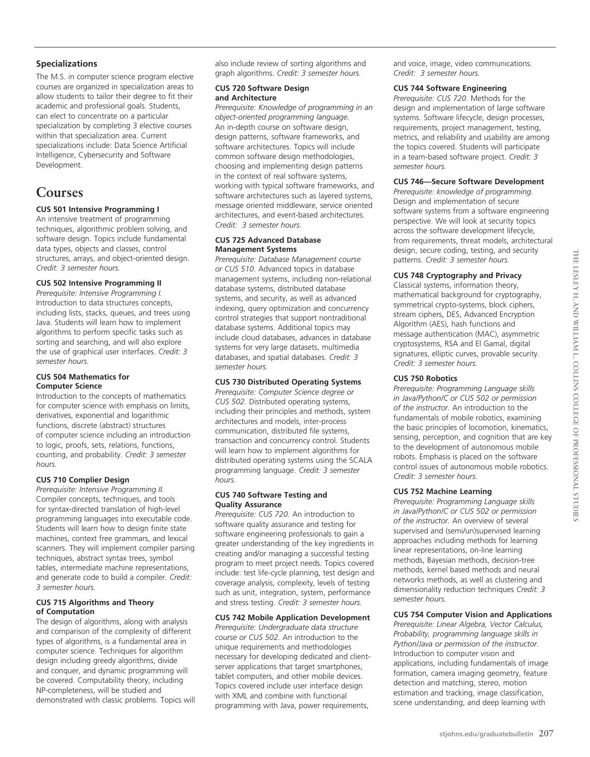### Specializations

The M.S. in computer science program elective courses are organized in specialization areas to allow students to tailor their degree to fit their academic and professional goals. Students, can elect to concentrate on a particular specialization by completing 3 elective courses within that specialization area. Current specializations include: Data Science Artificial Intelligence, Cybersecurity and Software Development.

## Courses

**CUS 501 Intensive Programming I**
An intensive treatment of programming techniques, algorithmic problem solving, and software design. Topics include fundamental data types, objects and classes, control structures, arrays, and object-oriented design. *Credit: 3 semester hours.*

**CUS 502 Intensive Programming II**
*Prerequisite: Intensive Programming I.* Introduction to data structures concepts, including lists, stacks, queues, and trees using Java. Students will learn how to implement algorithms to perform specific tasks such as sorting and searching, and will also explore the use of graphical user interfaces. *Credit: 3 semester hours.*

**CUS 504 Mathematics for Computer Science**
Introduction to the concepts of mathematics for computer science with emphasis on limits, derivatives, exponential and logarithmic functions, discrete (abstract) structures of computer science including an introduction to logic, proofs, sets, relations, functions, counting, and probability. *Credit: 3 semester hours.*

**CUS 710 Complier Design**
*Prerequisite: Intensive Programming II.* Compiler concepts, techniques, and tools for syntax-directed translation of high-level programming languages into executable code. Students will learn how to design finite state machines, context free grammars, and lexical scanners. They will implement compiler parsing techniques, abstract syntax trees, symbol tables, intermediate machine representations, and generate code to build a compiler. *Credit: 3 semester hours.*

**CUS 715 Algorithms and Theory of Computation**
The design of algorithms, along with analysis and comparison of the complexity of different types of algorithms, is a fundamental area in computer science. Techniques for algorithm design including greedy algorithms, divide and conquer, and dynamic programming will be covered. Computability theory, including NP-completeness, will be studied and demonstrated with classic problems. Topics will also include review of sorting algorithms and graph algorithms. *Credit: 3 semester hours.*

**CUS 720 Software Design and Architecture**
*Prerequisite: Knowledge of programming in an object-oriented programming language.* An in-depth course on software design, design patterns, software frameworks, and software architectures. Topics will include common software design methodologies, choosing and implementing design patterns in the context of real software systems, working with typical software frameworks, and software architectures such as layered systems, message oriented middleware, service oriented architectures, and event-based architectures. *Credit: 3 semester hours.*

**CUS 725 Advanced Database Management Systems**
*Prerequisite: Database Management course or CUS 510.* Advanced topics in database management systems, including non-relational database systems, distributed database systems, and security, as well as advanced indexing, query optimization and concurrency control strategies that support nontraditional database systems. Additional topics may include cloud databases, advances in database systems for very large datasets, multimedia databases, and spatial databases. *Credit: 3 semester hours.*

**CUS 730 Distributed Operating Systems**
*Prerequisite: Computer Science degree or CUS 502.* Distributed operating systems, including their principles and methods, system architectures and models, inter-process communication, distributed file systems, transaction and concurrency control. Students will learn how to implement algorithms for distributed operating systems using the SCALA programming language. *Credit: 3 semester hours.*

**CUS 740 Software Testing and Quality Assurance**
*Prerequisite: CUS 720.* An introduction to software quality assurance and testing for software engineering professionals to gain a greater understanding of the key ingredients in creating and/or managing a successful testing program to meet project needs. Topics covered include: test life-cycle planning, test design and coverage analysis, complexity, levels of testing such as unit, integration, system, performance and stress testing. *Credit: 3 semester hours.*

**CUS 742 Mobile Application Development**
*Prerequisite: Undergraduate data structure course or CUS 502.* An introduction to the unique requirements and methodologies necessary for developing dedicated and client-server applications that target smartphones, tablet computers, and other mobile devices. Topics covered include user interface design with XML and combine with functional programming with Java, power requirements, and voice, image, video communications. *Credit: 3 semester hours.*

**CUS 744 Software Engineering**
*Prerequisite: CUS 720.* Methods for the design and implementation of large software systems. Software lifecycle, design processes, requirements, project management, testing, metrics, and reliability and usability are among the topics covered. Students will participate in a team-based software project. *Credit: 3 semester hours.*

**CUS 746—Secure Software Development**
*Prerequisite: knowledge of programming.* Design and implementation of secure software systems from a software engineering perspective. We will look at security topics across the software development lifecycle, from requirements, threat models, architectural design, secure coding, testing, and security patterns. *Credit: 3 semester hours.*

**CUS 748 Cryptography and Privacy**
Classical systems, information theory, mathematical background for cryptography, symmetrical crypto-systems, block ciphers, stream ciphers, DES, Advanced Encryption Algorithm (AES), hash functions and message authentication (MAC), asymmetric cryptosystems, RSA and El Gamal, digital signatures, elliptic curves, provable security. *Credit: 3 semester hours.*

**CUS 750 Robotics**
*Prerequisite: Programming Language skills in Java/Python/C or CUS 502 or permission of the instructor.* An introduction to the fundamentals of mobile robotics, examining the basic principles of locomotion, kinematics, sensing, perception, and cognition that are key to the development of autonomous mobile robots. Emphasis is placed on the software control issues of autonomous mobile robotics. *Credit: 3 semester hours.*

**CUS 752 Machine Learning**
*Prerequisite: Programming Language skills in Java/Python/C or CUS 502 or permission of the instructor.* An overview of several supervised and (semi/un)supervised learning approaches including methods for learning linear representations, on-line learning methods, Bayesian methods, decision-tree methods, kernel based methods and neural networks methods, as well as clustering and dimensionality reduction techniques *Credit: 3 semester hours.*

**CUS 754 Computer Vision and Applications**
*Prerequisite: Linear Algebra, Vector Calculus, Probability, programming language skills in Python/Java or permission of the instructor.* Introduction to computer vision and applications, including fundamentals of image formation, camera imaging geometry, feature detection and matching, stereo, motion estimation and tracking, image classification, scene understanding, and deep learning with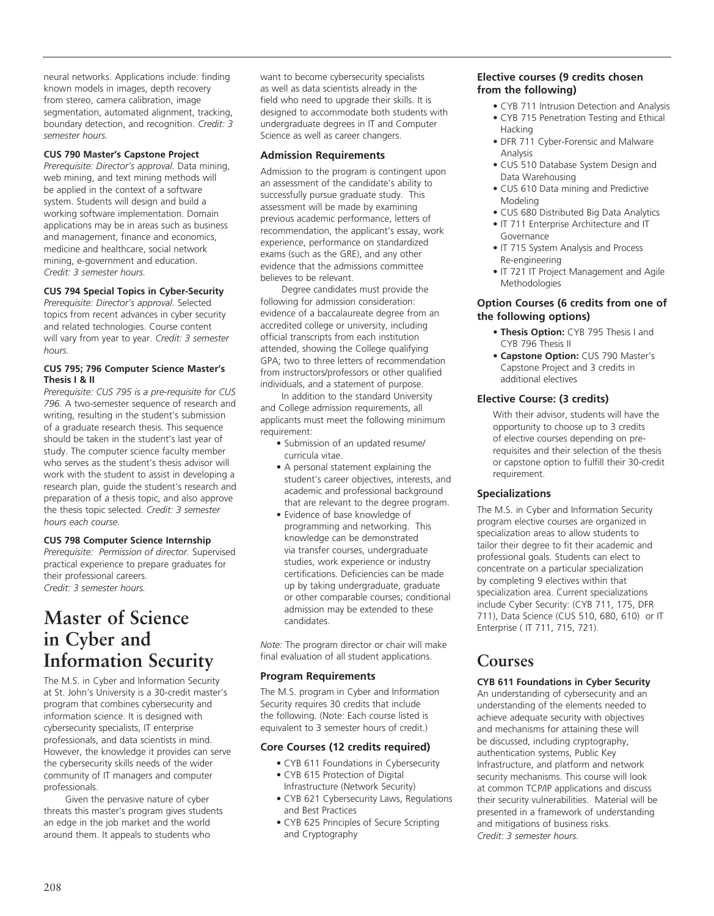neural networks. Applications include: finding known models in images, depth recovery from stereo, camera calibration, image segmentation, automated alignment, tracking, boundary detection, and recognition. *Credit: 3 semester hours.*

**CUS 790 Master's Capstone Project**
*Prerequisite: Director's approval.* Data mining, web mining, and text mining methods will be applied in the context of a software system. Students will design and build a working software implementation. Domain applications may be in areas such as business and management, finance and economics, medicine and healthcare, social network mining, e-government and education.
*Credit: 3 semester hours.*

**CUS 794 Special Topics in Cyber-Security**
*Prerequisite: Director's approval.* Selected topics from recent advances in cyber security and related technologies. Course content will vary from year to year. *Credit: 3 semester hours.*

**CUS 795; 796 Computer Science Master's Thesis I & II**
*Prerequisite: CUS 795 is a pre-requisite for CUS 796.* A two-semester sequence of research and writing, resulting in the student's submission of a graduate research thesis. This sequence should be taken in the student's last year of study. The computer science faculty member who serves as the student's thesis advisor will work with the student to assist in developing a research plan, guide the student's research and preparation of a thesis topic, and also approve the thesis topic selected. *Credit: 3 semester hours each course.*

**CUS 798 Computer Science Internship**
*Prerequisite: Permission of director.* Supervised practical experience to prepare graduates for their professional careers.
*Credit: 3 semester hours.*

# Master of Science in Cyber and Information Security

The M.S. in Cyber and Information Security at St. John's University is a 30-credit master's program that combines cybersecurity and information science. It is designed with cybersecurity specialists, IT enterprise professionals, and data scientists in mind. However, the knowledge it provides can serve the cybersecurity skills needs of the wider community of IT managers and computer professionals.

Given the pervasive nature of cyber threats this master's program gives students an edge in the job market and the world around them. It appeals to students who want to become cybersecurity specialists as well as data scientists already in the field who need to upgrade their skills. It is designed to accommodate both students with undergraduate degrees in IT and Computer Science as well as career changers.

### Admission Requirements

Admission to the program is contingent upon an assessment of the candidate's ability to successfully pursue graduate study. This assessment will be made by examining previous academic performance, letters of recommendation, the applicant's essay, work experience, performance on standardized exams (such as the GRE), and any other evidence that the admissions committee believes to be relevant.

Degree candidates must provide the following for admission consideration: evidence of a baccalaureate degree from an accredited college or university, including official transcripts from each institution attended, showing the College qualifying GPA; two to three letters of recommendation from instructors/professors or other qualified individuals, and a statement of purpose.

In addition to the standard University and College admission requirements, all applicants must meet the following minimum requirement:

- Submission of an updated resume/ curricula vitae.
- A personal statement explaining the student's career objectives, interests, and academic and professional background that are relevant to the degree program.
- Evidence of base knowledge of programming and networking. This knowledge can be demonstrated via transfer courses, undergraduate studies, work experience or industry certifications. Deficiencies can be made up by taking undergraduate, graduate or other comparable courses; conditional admission may be extended to these candidates.

*Note:* The program director or chair will make final evaluation of all student applications.

### Program Requirements

The M.S. program in Cyber and Information Security requires 30 credits that include the following. (Note: Each course listed is equivalent to 3 semester hours of credit.)

### Core Courses (12 credits required)

- CYB 611 Foundations in Cybersecurity
- CYB 615 Protection of Digital Infrastructure (Network Security)
- CYB 621 Cybersecurity Laws, Regulations and Best Practices
- CYB 625 Principles of Secure Scripting and Cryptography

### Elective courses (9 credits chosen from the following)

- CYB 711 Intrusion Detection and Analysis
- CYB 715 Penetration Testing and Ethical Hacking
- DFR 711 Cyber-Forensic and Malware Analysis
- CUS 510 Database System Design and Data Warehousing
- CUS 610 Data mining and Predictive Modeling
- CUS 680 Distributed Big Data Analytics
- IT 711 Enterprise Architecture and IT Governance
- IT 715 System Analysis and Process Re-engineering
- IT 721 IT Project Management and Agile Methodologies

### Option Courses (6 credits from one of the following options)

- **Thesis Option:** CYB 795 Thesis I and CYB 796 Thesis II
- **Capstone Option:** CUS 790 Master's Capstone Project and 3 credits in additional electives

### Elective Course: (3 credits)

With their advisor, students will have the opportunity to choose up to 3 credits of elective courses depending on pre-requisites and their selection of the thesis or capstone option to fulfill their 30-credit requirement.

### Specializations

The M.S. in Cyber and Information Security program elective courses are organized in specialization areas to allow students to tailor their degree to fit their academic and professional goals. Students can elect to concentrate on a particular specialization by completing 9 electives within that specialization area. Current specializations include Cyber Security: (CYB 711, 175, DFR 711), Data Science (CUS 510, 680, 610) or IT Enterprise ( IT 711, 715, 721).

# Courses

**CYB 611 Foundations in Cyber Security**
An understanding of cybersecurity and an understanding of the elements needed to achieve adequate security with objectives and mechanisms for attaining these will be discussed, including cryptography, authentication systems, Public Key Infrastructure, and platform and network security mechanisms. This course will look at common TCP/IP applications and discuss their security vulnerabilities. Material will be presented in a framework of understanding and mitigations of business risks.
*Credit: 3 semester hours.*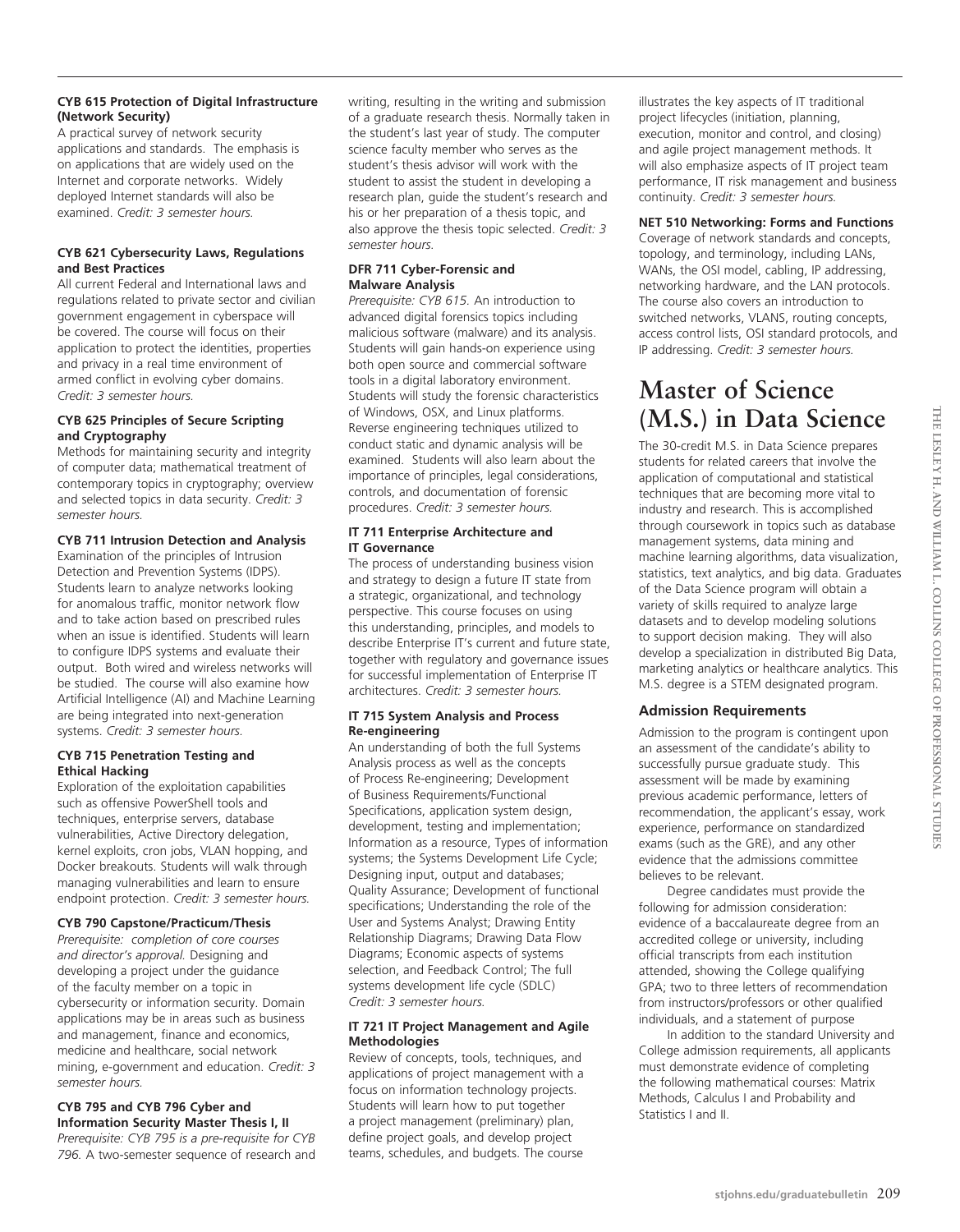**CYB 615 Protection of Digital Infrastructure (Network Security)**
A practical survey of network security applications and standards. The emphasis is on applications that are widely used on the Internet and corporate networks. Widely deployed Internet standards will also be examined. *Credit: 3 semester hours.*

**CYB 621 Cybersecurity Laws, Regulations and Best Practices**
All current Federal and International laws and regulations related to private sector and civilian government engagement in cyberspace will be covered. The course will focus on their application to protect the identities, properties and privacy in a real time environment of armed conflict in evolving cyber domains. *Credit: 3 semester hours.*

**CYB 625 Principles of Secure Scripting and Cryptography**
Methods for maintaining security and integrity of computer data; mathematical treatment of contemporary topics in cryptography; overview and selected topics in data security. *Credit: 3 semester hours.*

**CYB 711 Intrusion Detection and Analysis**
Examination of the principles of Intrusion Detection and Prevention Systems (IDPS). Students learn to analyze networks looking for anomalous traffic, monitor network flow and to take action based on prescribed rules when an issue is identified. Students will learn to configure IDPS systems and evaluate their output. Both wired and wireless networks will be studied. The course will also examine how Artificial Intelligence (AI) and Machine Learning are being integrated into next-generation systems. *Credit: 3 semester hours.*

**CYB 715 Penetration Testing and Ethical Hacking**
Exploration of the exploitation capabilities such as offensive PowerShell tools and techniques, enterprise servers, database vulnerabilities, Active Directory delegation, kernel exploits, cron jobs, VLAN hopping, and Docker breakouts. Students will walk through managing vulnerabilities and learn to ensure endpoint protection. *Credit: 3 semester hours.*

**CYB 790 Capstone/Practicum/Thesis**
*Prerequisite: completion of core courses and director's approval.* Designing and developing a project under the guidance of the faculty member on a topic in cybersecurity or information security. Domain applications may be in areas such as business and management, finance and economics, medicine and healthcare, social network mining, e-government and education. *Credit: 3 semester hours.*

**CYB 795 and CYB 796 Cyber and Information Security Master Thesis I, II**
*Prerequisite: CYB 795 is a pre-requisite for CYB 796.* A two-semester sequence of research and writing, resulting in the writing and submission of a graduate research thesis. Normally taken in the student's last year of study. The computer science faculty member who serves as the student's thesis advisor will work with the student to assist the student in developing a research plan, guide the student's research and his or her preparation of a thesis topic, and also approve the thesis topic selected. *Credit: 3 semester hours.*

**DFR 711 Cyber-Forensic and Malware Analysis**
*Prerequisite: CYB 615.* An introduction to advanced digital forensics topics including malicious software (malware) and its analysis. Students will gain hands-on experience using both open source and commercial software tools in a digital laboratory environment. Students will study the forensic characteristics of Windows, OSX, and Linux platforms. Reverse engineering techniques utilized to conduct static and dynamic analysis will be examined. Students will also learn about the importance of principles, legal considerations, controls, and documentation of forensic procedures. *Credit: 3 semester hours.*

**IT 711 Enterprise Architecture and IT Governance**
The process of understanding business vision and strategy to design a future IT state from a strategic, organizational, and technology perspective. This course focuses on using this understanding, principles, and models to describe Enterprise IT's current and future state, together with regulatory and governance issues for successful implementation of Enterprise IT architectures. *Credit: 3 semester hours.*

**IT 715 System Analysis and Process Re-engineering**
An understanding of both the full Systems Analysis process as well as the concepts of Process Re-engineering; Development of Business Requirements/Functional Specifications, application system design, development, testing and implementation; Information as a resource, Types of information systems; the Systems Development Life Cycle; Designing input, output and databases; Quality Assurance; Development of functional specifications; Understanding the role of the User and Systems Analyst; Drawing Entity Relationship Diagrams; Drawing Data Flow Diagrams; Economic aspects of systems selection, and Feedback Control; The full systems development life cycle (SDLC) *Credit: 3 semester hours.*

**IT 721 IT Project Management and Agile Methodologies**
Review of concepts, tools, techniques, and applications of project management with a focus on information technology projects. Students will learn how to put together a project management (preliminary) plan, define project goals, and develop project teams, schedules, and budgets. The course illustrates the key aspects of IT traditional project lifecycles (initiation, planning, execution, monitor and control, and closing) and agile project management methods. It will also emphasize aspects of IT project team performance, IT risk management and business continuity. *Credit: 3 semester hours.*

**NET 510 Networking: Forms and Functions**
Coverage of network standards and concepts, topology, and terminology, including LANs, WANs, the OSI model, cabling, IP addressing, networking hardware, and the LAN protocols. The course also covers an introduction to switched networks, VLANS, routing concepts, access control lists, OSI standard protocols, and IP addressing. *Credit: 3 semester hours.*

# Master of Science (M.S.) in Data Science

The 30-credit M.S. in Data Science prepares students for related careers that involve the application of computational and statistical techniques that are becoming more vital to industry and research. This is accomplished through coursework in topics such as database management systems, data mining and machine learning algorithms, data visualization, statistics, text analytics, and big data. Graduates of the Data Science program will obtain a variety of skills required to analyze large datasets and to develop modeling solutions to support decision making. They will also develop a specialization in distributed Big Data, marketing analytics or healthcare analytics. This M.S. degree is a STEM designated program.

### Admission Requirements

Admission to the program is contingent upon an assessment of the candidate's ability to successfully pursue graduate study. This assessment will be made by examining previous academic performance, letters of recommendation, the applicant's essay, work experience, performance on standardized exams (such as the GRE), and any other evidence that the admissions committee believes to be relevant.

Degree candidates must provide the following for admission consideration: evidence of a baccalaureate degree from an accredited college or university, including official transcripts from each institution attended, showing the College qualifying GPA; two to three letters of recommendation from instructors/professors or other qualified individuals, and a statement of purpose

In addition to the standard University and College admission requirements, all applicants must demonstrate evidence of completing the following mathematical courses: Matrix Methods, Calculus I and Probability and Statistics I and II.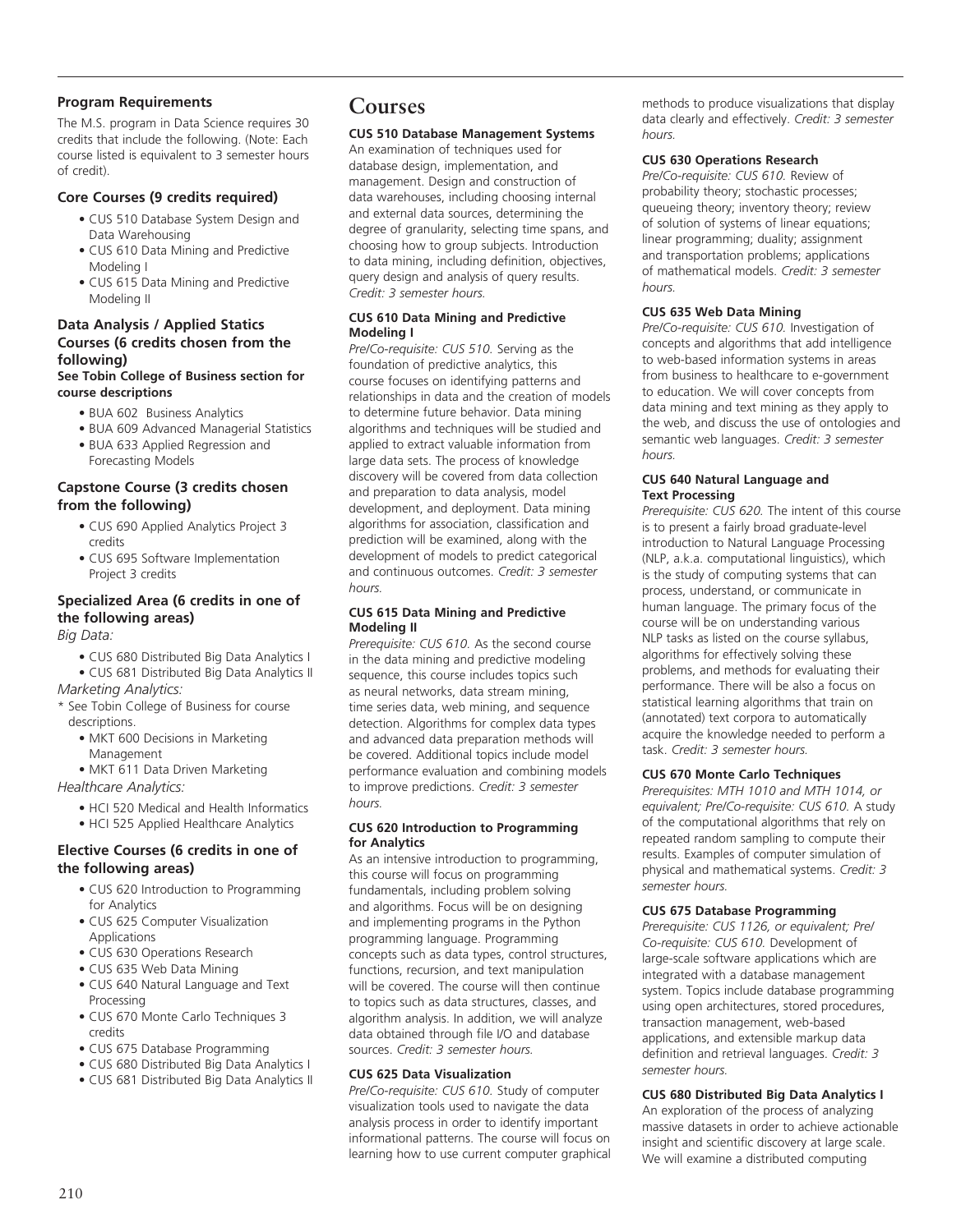### Program Requirements

The M.S. program in Data Science requires 30 credits that include the following. (Note: Each course listed is equivalent to 3 semester hours of credit).

### Core Courses (9 credits required)

- CUS 510 Database System Design and Data Warehousing
- CUS 610 Data Mining and Predictive Modeling I
- CUS 615 Data Mining and Predictive Modeling II

### Data Analysis / Applied Statics Courses (6 credits chosen from the following)

**See Tobin College of Business section for course descriptions**

- BUA 602 Business Analytics
- BUA 609 Advanced Managerial Statistics
- BUA 633 Applied Regression and Forecasting Models

### Capstone Course (3 credits chosen from the following)

- CUS 690 Applied Analytics Project 3 credits
- CUS 695 Software Implementation Project 3 credits

### Specialized Area (6 credits in one of the following areas)

*Big Data:*

- CUS 680 Distributed Big Data Analytics I
- CUS 681 Distributed Big Data Analytics II

*Marketing Analytics:*

* See Tobin College of Business for course descriptions.

- MKT 600 Decisions in Marketing Management
- MKT 611 Data Driven Marketing

*Healthcare Analytics:*

- HCI 520 Medical and Health Informatics
- HCI 525 Applied Healthcare Analytics

### Elective Courses (6 credits in one of the following areas)

- CUS 620 Introduction to Programming for Analytics
- CUS 625 Computer Visualization Applications
- CUS 630 Operations Research
- CUS 635 Web Data Mining
- CUS 640 Natural Language and Text Processing
- CUS 670 Monte Carlo Techniques 3 credits
- CUS 675 Database Programming
- CUS 680 Distributed Big Data Analytics I
- CUS 681 Distributed Big Data Analytics II

# Courses

**CUS 510 Database Management Systems**

An examination of techniques used for database design, implementation, and management. Design and construction of data warehouses, including choosing internal and external data sources, determining the degree of granularity, selecting time spans, and choosing how to group subjects. Introduction to data mining, including definition, objectives, query design and analysis of query results. *Credit: 3 semester hours.*

**CUS 610 Data Mining and Predictive Modeling I**

*Pre/Co-requisite: CUS 510.* Serving as the foundation of predictive analytics, this course focuses on identifying patterns and relationships in data and the creation of models to determine future behavior. Data mining algorithms and techniques will be studied and applied to extract valuable information from large data sets. The process of knowledge discovery will be covered from data collection and preparation to data analysis, model development, and deployment. Data mining algorithms for association, classification and prediction will be examined, along with the development of models to predict categorical and continuous outcomes. *Credit: 3 semester hours.*

**CUS 615 Data Mining and Predictive Modeling II**

*Prerequisite: CUS 610.* As the second course in the data mining and predictive modeling sequence, this course includes topics such as neural networks, data stream mining, time series data, web mining, and sequence detection. Algorithms for complex data types and advanced data preparation methods will be covered. Additional topics include model performance evaluation and combining models to improve predictions. *Credit: 3 semester hours.*

**CUS 620 Introduction to Programming for Analytics**

As an intensive introduction to programming, this course will focus on programming fundamentals, including problem solving and algorithms. Focus will be on designing and implementing programs in the Python programming language. Programming concepts such as data types, control structures, functions, recursion, and text manipulation will be covered. The course will then continue to topics such as data structures, classes, and algorithm analysis. In addition, we will analyze data obtained through file I/O and database sources. *Credit: 3 semester hours.*

**CUS 625 Data Visualization**

*Pre/Co-requisite: CUS 610.* Study of computer visualization tools used to navigate the data analysis process in order to identify important informational patterns. The course will focus on learning how to use current computer graphical methods to produce visualizations that display data clearly and effectively. *Credit: 3 semester hours.*

**CUS 630 Operations Research**

*Pre/Co-requisite: CUS 610.* Review of probability theory; stochastic processes; queueing theory; inventory theory; review of solution of systems of linear equations; linear programming; duality; assignment and transportation problems; applications of mathematical models. *Credit: 3 semester hours.*

**CUS 635 Web Data Mining**

*Pre/Co-requisite: CUS 610.* Investigation of concepts and algorithms that add intelligence to web-based information systems in areas from business to healthcare to e-government to education. We will cover concepts from data mining and text mining as they apply to the web, and discuss the use of ontologies and semantic web languages. *Credit: 3 semester hours.*

**CUS 640 Natural Language and Text Processing**

*Prerequisite: CUS 620.* The intent of this course is to present a fairly broad graduate-level introduction to Natural Language Processing (NLP, a.k.a. computational linguistics), which is the study of computing systems that can process, understand, or communicate in human language. The primary focus of the course will be on understanding various NLP tasks as listed on the course syllabus, algorithms for effectively solving these problems, and methods for evaluating their performance. There will be also a focus on statistical learning algorithms that train on (annotated) text corpora to automatically acquire the knowledge needed to perform a task. *Credit: 3 semester hours.*

**CUS 670 Monte Carlo Techniques**

*Prerequisites: MTH 1010 and MTH 1014, or equivalent; Pre/Co-requisite: CUS 610.* A study of the computational algorithms that rely on repeated random sampling to compute their results. Examples of computer simulation of physical and mathematical systems. *Credit: 3 semester hours.*

**CUS 675 Database Programming**

*Prerequisite: CUS 1126, or equivalent; Pre/Co-requisite: CUS 610.* Development of large-scale software applications which are integrated with a database management system. Topics include database programming using open architectures, stored procedures, transaction management, web-based applications, and extensible markup data definition and retrieval languages. *Credit: 3 semester hours.*

**CUS 680 Distributed Big Data Analytics I**

An exploration of the process of analyzing massive datasets in order to achieve actionable insight and scientific discovery at large scale. We will examine a distributed computing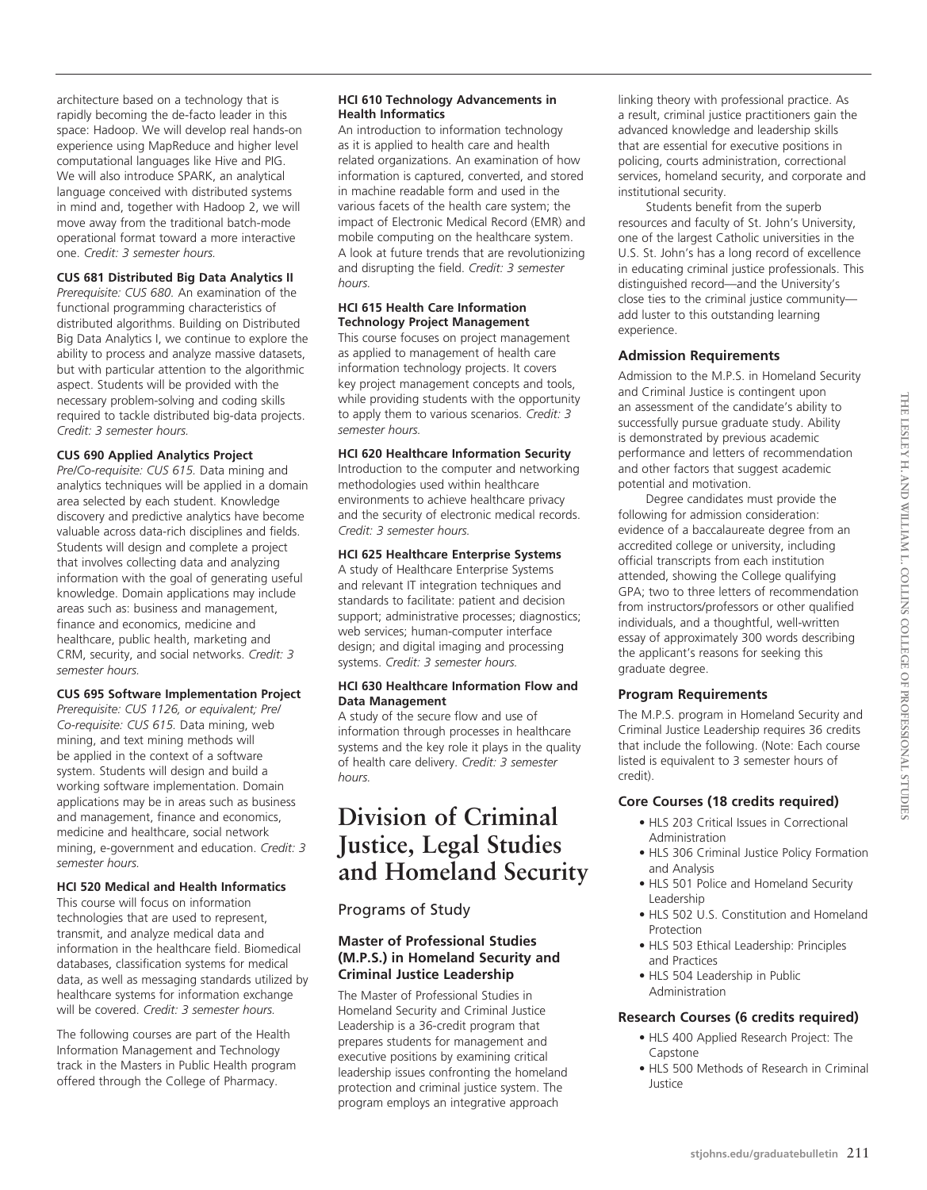architecture based on a technology that is rapidly becoming the de-facto leader in this space: Hadoop. We will develop real hands-on experience using MapReduce and higher level computational languages like Hive and PIG. We will also introduce SPARK, an analytical language conceived with distributed systems in mind and, together with Hadoop 2, we will move away from the traditional batch-mode operational format toward a more interactive one. *Credit: 3 semester hours.*

**CUS 681 Distributed Big Data Analytics II**
*Prerequisite: CUS 680.* An examination of the functional programming characteristics of distributed algorithms. Building on Distributed Big Data Analytics I, we continue to explore the ability to process and analyze massive datasets, but with particular attention to the algorithmic aspect. Students will be provided with the necessary problem-solving and coding skills required to tackle distributed big-data projects. *Credit: 3 semester hours.*

**CUS 690 Applied Analytics Project**
*Pre/Co-requisite: CUS 615.* Data mining and analytics techniques will be applied in a domain area selected by each student. Knowledge discovery and predictive analytics have become valuable across data-rich disciplines and fields. Students will design and complete a project that involves collecting data and analyzing information with the goal of generating useful knowledge. Domain applications may include areas such as: business and management, finance and economics, medicine and healthcare, public health, marketing and CRM, security, and social networks. *Credit: 3 semester hours.*

**CUS 695 Software Implementation Project**
*Prerequisite: CUS 1126, or equivalent; Pre/Co-requisite: CUS 615.* Data mining, web mining, and text mining methods will be applied in the context of a software system. Students will design and build a working software implementation. Domain applications may be in areas such as business and management, finance and economics, medicine and healthcare, social network mining, e-government and education. *Credit: 3 semester hours.*

**HCI 520 Medical and Health Informatics**
This course will focus on information technologies that are used to represent, transmit, and analyze medical data and information in the healthcare field. Biomedical databases, classification systems for medical data, as well as messaging standards utilized by healthcare systems for information exchange will be covered. *Credit: 3 semester hours.*

The following courses are part of the Health Information Management and Technology track in the Masters in Public Health program offered through the College of Pharmacy.

**HCI 610 Technology Advancements in Health Informatics**
An introduction to information technology as it is applied to health care and health related organizations. An examination of how information is captured, converted, and stored in machine readable form and used in the various facets of the health care system; the impact of Electronic Medical Record (EMR) and mobile computing on the healthcare system. A look at future trends that are revolutionizing and disrupting the field. *Credit: 3 semester hours.*

**HCI 615 Health Care Information Technology Project Management**
This course focuses on project management as applied to management of health care information technology projects. It covers key project management concepts and tools, while providing students with the opportunity to apply them to various scenarios. *Credit: 3 semester hours.*

**HCI 620 Healthcare Information Security**
Introduction to the computer and networking methodologies used within healthcare environments to achieve healthcare privacy and the security of electronic medical records. *Credit: 3 semester hours.*

**HCI 625 Healthcare Enterprise Systems**
A study of Healthcare Enterprise Systems and relevant IT integration techniques and standards to facilitate: patient and decision support; administrative processes; diagnostics; web services; human-computer interface design; and digital imaging and processing systems. *Credit: 3 semester hours.*

**HCI 630 Healthcare Information Flow and Data Management**
A study of the secure flow and use of information through processes in healthcare systems and the key role it plays in the quality of health care delivery. *Credit: 3 semester hours.*

# Division of Criminal Justice, Legal Studies and Homeland Security

## Programs of Study

### Master of Professional Studies (M.P.S.) in Homeland Security and Criminal Justice Leadership

The Master of Professional Studies in Homeland Security and Criminal Justice Leadership is a 36-credit program that prepares students for management and executive positions by examining critical leadership issues confronting the homeland protection and criminal justice system. The program employs an integrative approach linking theory with professional practice. As a result, criminal justice practitioners gain the advanced knowledge and leadership skills that are essential for executive positions in policing, courts administration, correctional services, homeland security, and corporate and institutional security.

Students benefit from the superb resources and faculty of St. John's University, one of the largest Catholic universities in the U.S. St. John's has a long record of excellence in educating criminal justice professionals. This distinguished record—and the University's close ties to the criminal justice community—add luster to this outstanding learning experience.

### Admission Requirements

Admission to the M.P.S. in Homeland Security and Criminal Justice is contingent upon an assessment of the candidate's ability to successfully pursue graduate study. Ability is demonstrated by previous academic performance and letters of recommendation and other factors that suggest academic potential and motivation.

Degree candidates must provide the following for admission consideration: evidence of a baccalaureate degree from an accredited college or university, including official transcripts from each institution attended, showing the College qualifying GPA; two to three letters of recommendation from instructors/professors or other qualified individuals, and a thoughtful, well-written essay of approximately 300 words describing the applicant's reasons for seeking this graduate degree.

### Program Requirements

The M.P.S. program in Homeland Security and Criminal Justice Leadership requires 36 credits that include the following. (Note: Each course listed is equivalent to 3 semester hours of credit).

### Core Courses (18 credits required)

- HLS 203 Critical Issues in Correctional Administration
- HLS 306 Criminal Justice Policy Formation and Analysis
- HLS 501 Police and Homeland Security Leadership
- HLS 502 U.S. Constitution and Homeland Protection
- HLS 503 Ethical Leadership: Principles and Practices
- HLS 504 Leadership in Public Administration

### Research Courses (6 credits required)

- HLS 400 Applied Research Project: The Capstone
- HLS 500 Methods of Research in Criminal Justice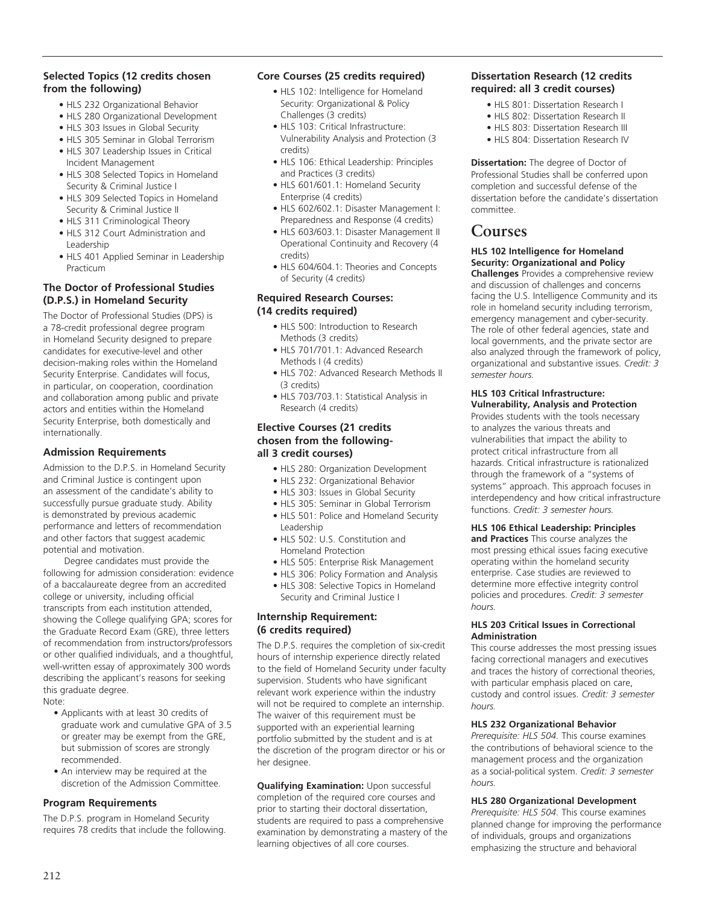### Selected Topics (12 credits chosen from the following)

- HLS 232 Organizational Behavior
- HLS 280 Organizational Development
- HLS 303 Issues in Global Security
- HLS 305 Seminar in Global Terrorism
- HLS 307 Leadership Issues in Critical Incident Management
- HLS 308 Selected Topics in Homeland Security & Criminal Justice I
- HLS 309 Selected Topics in Homeland Security & Criminal Justice II
- HLS 311 Criminological Theory
- HLS 312 Court Administration and Leadership
- HLS 401 Applied Seminar in Leadership Practicum

### The Doctor of Professional Studies (D.P.S.) in Homeland Security

The Doctor of Professional Studies (DPS) is a 78-credit professional degree program in Homeland Security designed to prepare candidates for executive-level and other decision-making roles within the Homeland Security Enterprise. Candidates will focus, in particular, on cooperation, coordination and collaboration among public and private actors and entities within the Homeland Security Enterprise, both domestically and internationally.

### Admission Requirements

Admission to the D.P.S. in Homeland Security and Criminal Justice is contingent upon an assessment of the candidate's ability to successfully pursue graduate study. Ability is demonstrated by previous academic performance and letters of recommendation and other factors that suggest academic potential and motivation.

Degree candidates must provide the following for admission consideration: evidence of a baccalaureate degree from an accredited college or university, including official transcripts from each institution attended, showing the College qualifying GPA; scores for the Graduate Record Exam (GRE), three letters of recommendation from instructors/professors or other qualified individuals, and a thoughtful, well-written essay of approximately 300 words describing the applicant's reasons for seeking this graduate degree.

Note:

- Applicants with at least 30 credits of graduate work and cumulative GPA of 3.5 or greater may be exempt from the GRE, but submission of scores are strongly recommended.
- An interview may be required at the discretion of the Admission Committee.

### Program Requirements

The D.P.S. program in Homeland Security requires 78 credits that include the following.

### Core Courses (25 credits required)

- HLS 102: Intelligence for Homeland Security: Organizational & Policy Challenges (3 credits)
- HLS 103: Critical Infrastructure: Vulnerability Analysis and Protection (3 credits)
- HLS 106: Ethical Leadership: Principles and Practices (3 credits)
- HLS 601/601.1: Homeland Security Enterprise (4 credits)
- HLS 602/602.1: Disaster Management I: Preparedness and Response (4 credits)
- HLS 603/603.1: Disaster Management II Operational Continuity and Recovery (4 credits)
- HLS 604/604.1: Theories and Concepts of Security (4 credits)

### Required Research Courses: (14 credits required)

- HLS 500: Introduction to Research Methods (3 credits)
- HLS 701/701.1: Advanced Research Methods I (4 credits)
- HLS 702: Advanced Research Methods II (3 credits)
- HLS 703/703.1: Statistical Analysis in Research (4 credits)

### Elective Courses (21 credits chosen from the following- all 3 credit courses)

- HLS 280: Organization Development
- HLS 232: Organizational Behavior
- HLS 303: Issues in Global Security
- HLS 305: Seminar in Global Terrorism
- HLS 501: Police and Homeland Security Leadership
- HLS 502: U.S. Constitution and Homeland Protection
- HLS 505: Enterprise Risk Management
- HLS 306: Policy Formation and Analysis
- HLS 308: Selective Topics in Homeland Security and Criminal Justice I

### Internship Requirement: (6 credits required)

The D.P.S. requires the completion of six-credit hours of internship experience directly related to the field of Homeland Security under faculty supervision. Students who have significant relevant work experience within the industry will not be required to complete an internship. The waiver of this requirement must be supported with an experiential learning portfolio submitted by the student and is at the discretion of the program director or his or her designee.

**Qualifying Examination:** Upon successful completion of the required core courses and prior to starting their doctoral dissertation, students are required to pass a comprehensive examination by demonstrating a mastery of the learning objectives of all core courses.

### Dissertation Research (12 credits required: all 3 credit courses)

- HLS 801: Dissertation Research I
- HLS 802: Dissertation Research II
- HLS 803: Dissertation Research III
- HLS 804: Dissertation Research IV

**Dissertation:** The degree of Doctor of Professional Studies shall be conferred upon completion and successful defense of the dissertation before the candidate's dissertation committee.

# Courses

**HLS 102 Intelligence for Homeland Security: Organizational and Policy Challenges** Provides a comprehensive review and discussion of challenges and concerns facing the U.S. Intelligence Community and its role in homeland security including terrorism, emergency management and cyber-security. The role of other federal agencies, state and local governments, and the private sector are also analyzed through the framework of policy, organizational and substantive issues. *Credit: 3 semester hours.*

**HLS 103 Critical Infrastructure: Vulnerability, Analysis and Protection**
Provides students with the tools necessary to analyzes the various threats and vulnerabilities that impact the ability to protect critical infrastructure from all hazards. Critical infrastructure is rationalized through the framework of a "systems of systems" approach. This approach focuses in interdependency and how critical infrastructure functions. *Credit: 3 semester hours.*

**HLS 106 Ethical Leadership: Principles and Practices** This course analyzes the most pressing ethical issues facing executive operating within the homeland security enterprise. Case studies are reviewed to determine more effective integrity control policies and procedures. *Credit: 3 semester hours.*

**HLS 203 Critical Issues in Correctional Administration**
This course addresses the most pressing issues facing correctional managers and executives and traces the history of correctional theories, with particular emphasis placed on care, custody and control issues. *Credit: 3 semester hours.*

**HLS 232 Organizational Behavior**
*Prerequisite: HLS 504.* This course examines the contributions of behavioral science to the management process and the organization as a social-political system. *Credit: 3 semester hours.*

**HLS 280 Organizational Development**
*Prerequisite: HLS 504.* This course examines planned change for improving the performance of individuals, groups and organizations emphasizing the structure and behavioral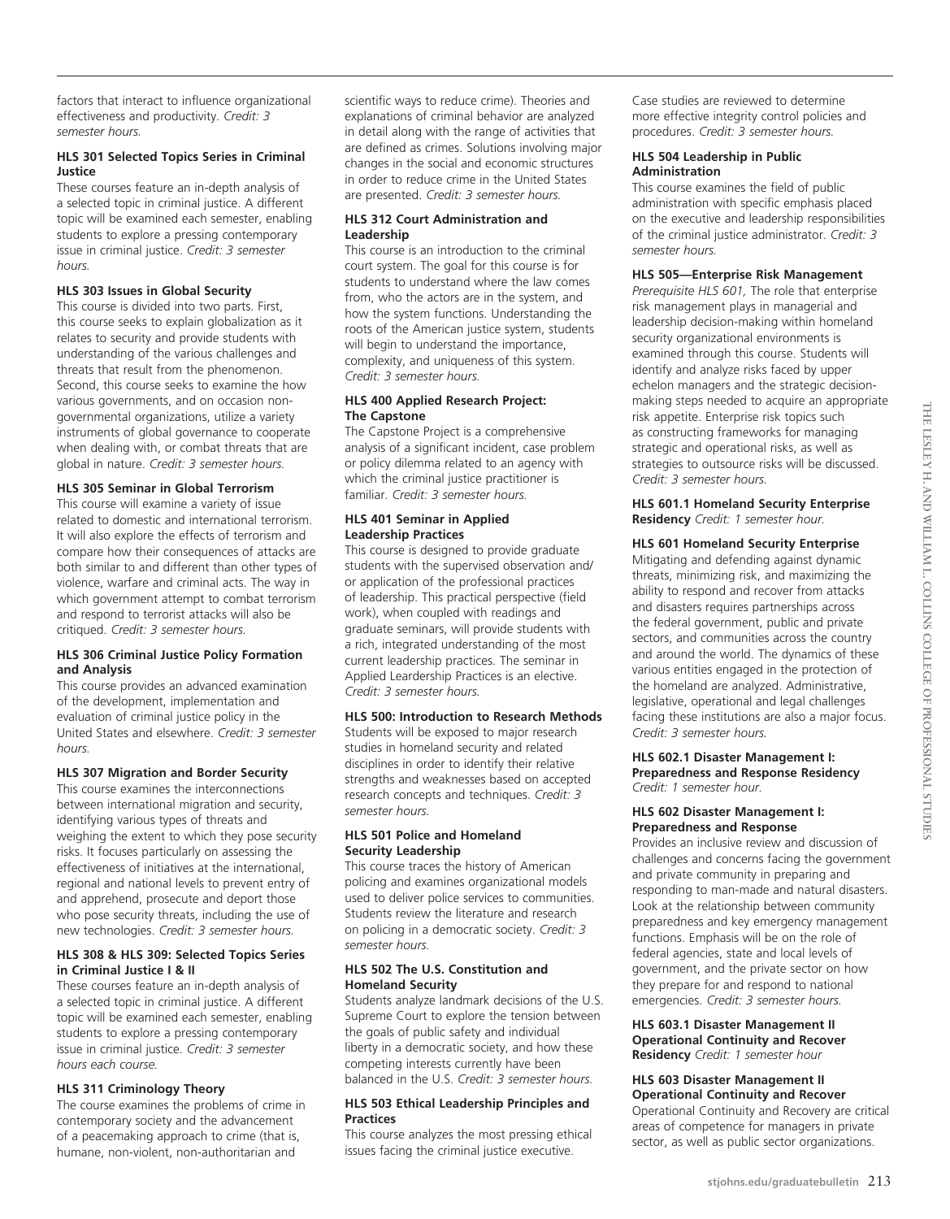factors that interact to influence organizational effectiveness and productivity. *Credit: 3 semester hours.*

**HLS 301 Selected Topics Series in Criminal Justice**

These courses feature an in-depth analysis of a selected topic in criminal justice. A different topic will be examined each semester, enabling students to explore a pressing contemporary issue in criminal justice. *Credit: 3 semester hours.*

**HLS 303 Issues in Global Security**

This course is divided into two parts. First, this course seeks to explain globalization as it relates to security and provide students with understanding of the various challenges and threats that result from the phenomenon. Second, this course seeks to examine the how various governments, and on occasion non-governmental organizations, utilize a variety instruments of global governance to cooperate when dealing with, or combat threats that are global in nature. *Credit: 3 semester hours.*

**HLS 305 Seminar in Global Terrorism**

This course will examine a variety of issue related to domestic and international terrorism. It will also explore the effects of terrorism and compare how their consequences of attacks are both similar to and different than other types of violence, warfare and criminal acts. The way in which government attempt to combat terrorism and respond to terrorist attacks will also be critiqued. *Credit: 3 semester hours.*

**HLS 306 Criminal Justice Policy Formation and Analysis**

This course provides an advanced examination of the development, implementation and evaluation of criminal justice policy in the United States and elsewhere. *Credit: 3 semester hours.*

**HLS 307 Migration and Border Security**

This course examines the interconnections between international migration and security, identifying various types of threats and weighing the extent to which they pose security risks. It focuses particularly on assessing the effectiveness of initiatives at the international, regional and national levels to prevent entry of and apprehend, prosecute and deport those who pose security threats, including the use of new technologies. *Credit: 3 semester hours.*

**HLS 308 & HLS 309: Selected Topics Series in Criminal Justice I & II**

These courses feature an in-depth analysis of a selected topic in criminal justice. A different topic will be examined each semester, enabling students to explore a pressing contemporary issue in criminal justice. *Credit: 3 semester hours each course.*

**HLS 311 Criminology Theory**

The course examines the problems of crime in contemporary society and the advancement of a peacemaking approach to crime (that is, humane, non-violent, non-authoritarian and scientific ways to reduce crime). Theories and explanations of criminal behavior are analyzed in detail along with the range of activities that are defined as crimes. Solutions involving major changes in the social and economic structures in order to reduce crime in the United States are presented. *Credit: 3 semester hours.*

**HLS 312 Court Administration and Leadership**

This course is an introduction to the criminal court system. The goal for this course is for students to understand where the law comes from, who the actors are in the system, and how the system functions. Understanding the roots of the American justice system, students will begin to understand the importance, complexity, and uniqueness of this system. *Credit: 3 semester hours.*

**HLS 400 Applied Research Project: The Capstone**

The Capstone Project is a comprehensive analysis of a significant incident, case problem or policy dilemma related to an agency with which the criminal justice practitioner is familiar. *Credit: 3 semester hours.*

**HLS 401 Seminar in Applied Leadership Practices**

This course is designed to provide graduate students with the supervised observation and/or application of the professional practices of leadership. This practical perspective (field work), when coupled with readings and graduate seminars, will provide students with a rich, integrated understanding of the most current leadership practices. The seminar in Applied Leardership Practices is an elective. *Credit: 3 semester hours.*

**HLS 500: Introduction to Research Methods**

Students will be exposed to major research studies in homeland security and related disciplines in order to identify their relative strengths and weaknesses based on accepted research concepts and techniques. *Credit: 3 semester hours.*

**HLS 501 Police and Homeland Security Leadership**

This course traces the history of American policing and examines organizational models used to deliver police services to communities. Students review the literature and research on policing in a democratic society. *Credit: 3 semester hours.*

**HLS 502 The U.S. Constitution and Homeland Security**

Students analyze landmark decisions of the U.S. Supreme Court to explore the tension between the goals of public safety and individual liberty in a democratic society, and how these competing interests currently have been balanced in the U.S. *Credit: 3 semester hours.*

**HLS 503 Ethical Leadership Principles and Practices**

This course analyzes the most pressing ethical issues facing the criminal justice executive. Case studies are reviewed to determine more effective integrity control policies and procedures. *Credit: 3 semester hours.*

**HLS 504 Leadership in Public Administration**

This course examines the field of public administration with specific emphasis placed on the executive and leadership responsibilities of the criminal justice administrator. *Credit: 3 semester hours.*

**HLS 505—Enterprise Risk Management**

*Prerequisite HLS 601,* The role that enterprise risk management plays in managerial and leadership decision-making within homeland security organizational environments is examined through this course. Students will identify and analyze risks faced by upper echelon managers and the strategic decision-making steps needed to acquire an appropriate risk appetite. Enterprise risk topics such as constructing frameworks for managing strategic and operational risks, as well as strategies to outsource risks will be discussed. *Credit: 3 semester hours.*

**HLS 601.1 Homeland Security Enterprise Residency** *Credit: 1 semester hour.*

**HLS 601 Homeland Security Enterprise**

Mitigating and defending against dynamic threats, minimizing risk, and maximizing the ability to respond and recover from attacks and disasters requires partnerships across the federal government, public and private sectors, and communities across the country and around the world. The dynamics of these various entities engaged in the protection of the homeland are analyzed. Administrative, legislative, operational and legal challenges facing these institutions are also a major focus. *Credit: 3 semester hours.*

**HLS 602.1 Disaster Management I: Preparedness and Response Residency**
*Credit: 1 semester hour.*

**HLS 602 Disaster Management I: Preparedness and Response**

Provides an inclusive review and discussion of challenges and concerns facing the government and private community in preparing and responding to man-made and natural disasters. Look at the relationship between community preparedness and key emergency management functions. Emphasis will be on the role of federal agencies, state and local levels of government, and the private sector on how they prepare for and respond to national emergencies. *Credit: 3 semester hours.*

**HLS 603.1 Disaster Management II Operational Continuity and Recover Residency** *Credit: 1 semester hour*

**HLS 603 Disaster Management II Operational Continuity and Recover**

Operational Continuity and Recovery are critical areas of competence for managers in private sector, as well as public sector organizations.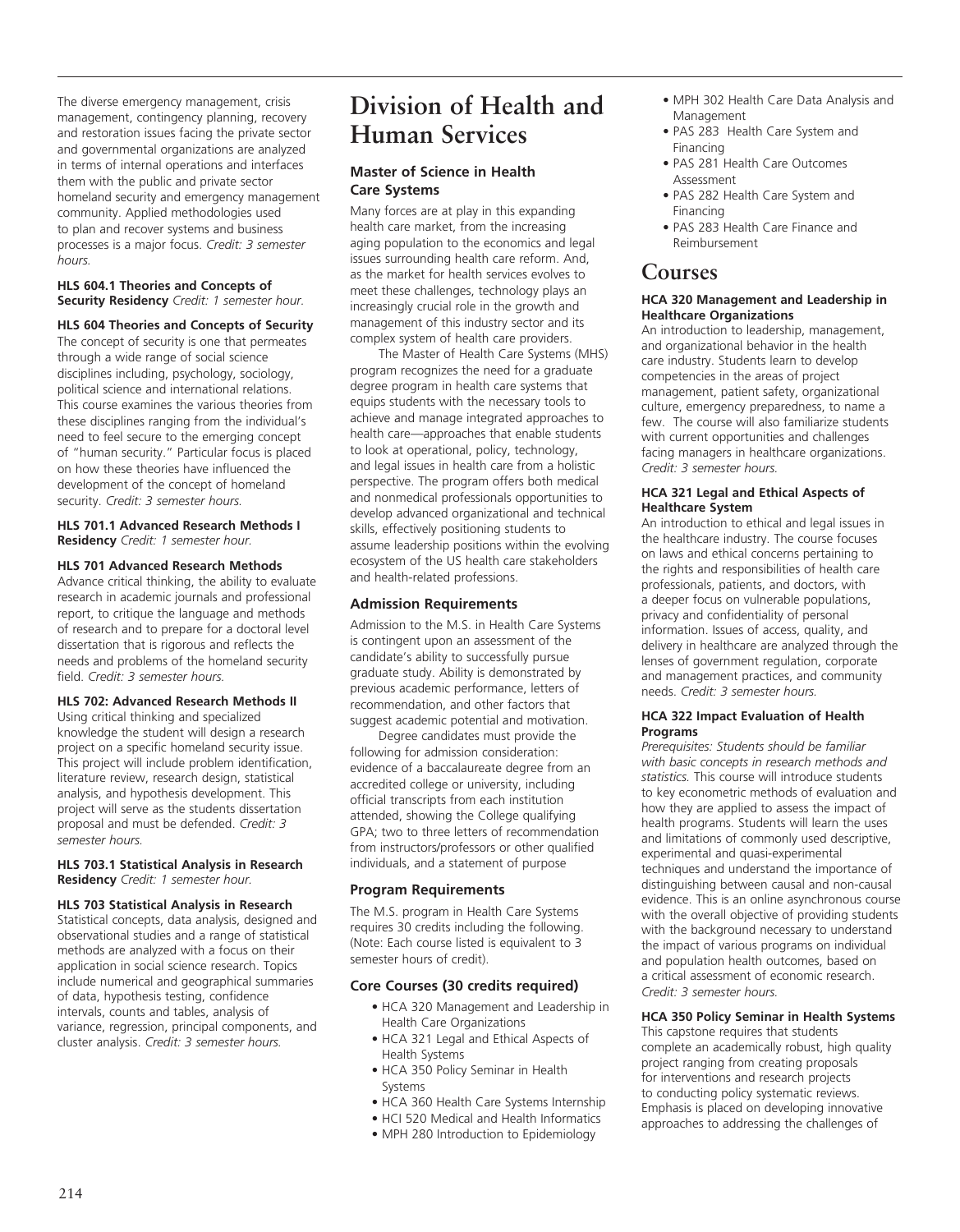The diverse emergency management, crisis management, contingency planning, recovery and restoration issues facing the private sector and governmental organizations are analyzed in terms of internal operations and interfaces them with the public and private sector homeland security and emergency management community. Applied methodologies used to plan and recover systems and business processes is a major focus. *Credit: 3 semester hours.*

**HLS 604.1 Theories and Concepts of Security Residency** *Credit: 1 semester hour.*

**HLS 604 Theories and Concepts of Security**
The concept of security is one that permeates through a wide range of social science disciplines including, psychology, sociology, political science and international relations. This course examines the various theories from these disciplines ranging from the individual's need to feel secure to the emerging concept of "human security." Particular focus is placed on how these theories have influenced the development of the concept of homeland security. *Credit: 3 semester hours.*

**HLS 701.1 Advanced Research Methods I Residency** *Credit: 1 semester hour.*

**HLS 701 Advanced Research Methods**
Advance critical thinking, the ability to evaluate research in academic journals and professional report, to critique the language and methods of research and to prepare for a doctoral level dissertation that is rigorous and reflects the needs and problems of the homeland security field. *Credit: 3 semester hours.*

**HLS 702: Advanced Research Methods II**
Using critical thinking and specialized knowledge the student will design a research project on a specific homeland security issue. This project will include problem identification, literature review, research design, statistical analysis, and hypothesis development. This project will serve as the students dissertation proposal and must be defended. *Credit: 3 semester hours.*

**HLS 703.1 Statistical Analysis in Research Residency** *Credit: 1 semester hour.*

**HLS 703 Statistical Analysis in Research**
Statistical concepts, data analysis, designed and observational studies and a range of statistical methods are analyzed with a focus on their application in social science research. Topics include numerical and geographical summaries of data, hypothesis testing, confidence intervals, counts and tables, analysis of variance, regression, principal components, and cluster analysis. *Credit: 3 semester hours.*

# Division of Health and Human Services

### Master of Science in Health Care Systems

Many forces are at play in this expanding health care market, from the increasing aging population to the economics and legal issues surrounding health care reform. And, as the market for health services evolves to meet these challenges, technology plays an increasingly crucial role in the growth and management of this industry sector and its complex system of health care providers.

The Master of Health Care Systems (MHS) program recognizes the need for a graduate degree program in health care systems that equips students with the necessary tools to achieve and manage integrated approaches to health care—approaches that enable students to look at operational, policy, technology, and legal issues in health care from a holistic perspective. The program offers both medical and nonmedical professionals opportunities to develop advanced organizational and technical skills, effectively positioning students to assume leadership positions within the evolving ecosystem of the US health care stakeholders and health-related professions.

### Admission Requirements

Admission to the M.S. in Health Care Systems is contingent upon an assessment of the candidate's ability to successfully pursue graduate study. Ability is demonstrated by previous academic performance, letters of recommendation, and other factors that suggest academic potential and motivation.

Degree candidates must provide the following for admission consideration: evidence of a baccalaureate degree from an accredited college or university, including official transcripts from each institution attended, showing the College qualifying GPA; two to three letters of recommendation from instructors/professors or other qualified individuals, and a statement of purpose

### Program Requirements

The M.S. program in Health Care Systems requires 30 credits including the following. (Note: Each course listed is equivalent to 3 semester hours of credit).

### Core Courses (30 credits required)

- HCA 320 Management and Leadership in Health Care Organizations
- HCA 321 Legal and Ethical Aspects of Health Systems
- HCA 350 Policy Seminar in Health Systems
- HCA 360 Health Care Systems Internship
- HCI 520 Medical and Health Informatics
- MPH 280 Introduction to Epidemiology
- MPH 302 Health Care Data Analysis and Management
- PAS 283 Health Care System and Financing
- PAS 281 Health Care Outcomes Assessment
- PAS 282 Health Care System and Financing
- PAS 283 Health Care Finance and Reimbursement

## Courses

**HCA 320 Management and Leadership in Healthcare Organizations**
An introduction to leadership, management, and organizational behavior in the health care industry. Students learn to develop competencies in the areas of project management, patient safety, organizational culture, emergency preparedness, to name a few. The course will also familiarize students with current opportunities and challenges facing managers in healthcare organizations. *Credit: 3 semester hours.*

**HCA 321 Legal and Ethical Aspects of Healthcare System**
An introduction to ethical and legal issues in the healthcare industry. The course focuses on laws and ethical concerns pertaining to the rights and responsibilities of health care professionals, patients, and doctors, with a deeper focus on vulnerable populations, privacy and confidentiality of personal information. Issues of access, quality, and delivery in healthcare are analyzed through the lenses of government regulation, corporate and management practices, and community needs. *Credit: 3 semester hours.*

**HCA 322 Impact Evaluation of Health Programs**
*Prerequisites: Students should be familiar with basic concepts in research methods and statistics.* This course will introduce students to key econometric methods of evaluation and how they are applied to assess the impact of health programs. Students will learn the uses and limitations of commonly used descriptive, experimental and quasi-experimental techniques and understand the importance of distinguishing between causal and non-causal evidence. This is an online asynchronous course with the overall objective of providing students with the background necessary to understand the impact of various programs on individual and population health outcomes, based on a critical assessment of economic research. *Credit: 3 semester hours.*

**HCA 350 Policy Seminar in Health Systems**
This capstone requires that students complete an academically robust, high quality project ranging from creating proposals for interventions and research projects to conducting policy systematic reviews. Emphasis is placed on developing innovative approaches to addressing the challenges of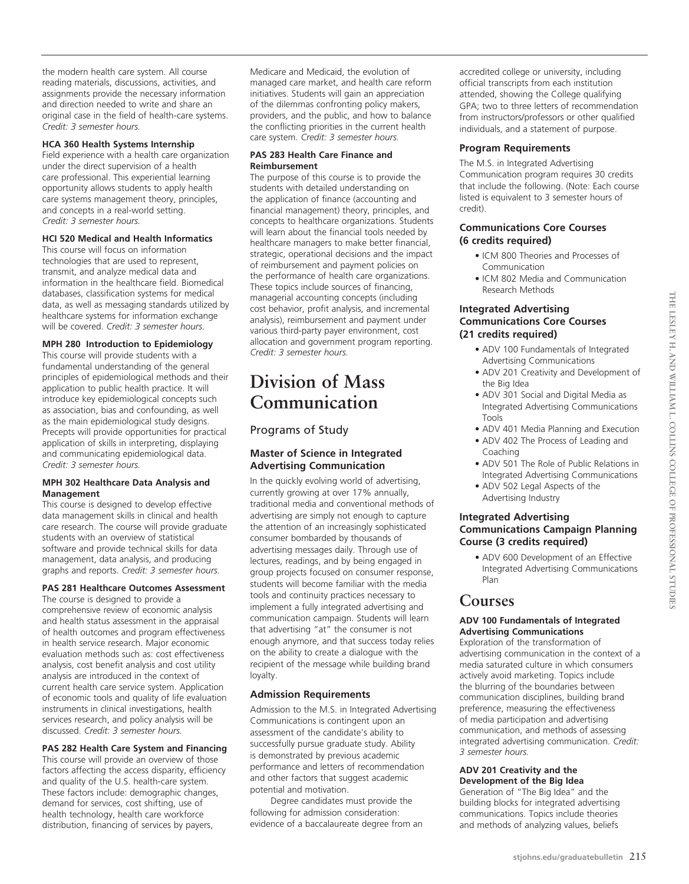the modern health care system. All course reading materials, discussions, activities, and assignments provide the necessary information and direction needed to write and share an original case in the field of health-care systems. *Credit: 3 semester hours.*

**HCA 360 Health Systems Internship**
Field experience with a health care organization under the direct supervision of a health care professional. This experiential learning opportunity allows students to apply health care systems management theory, principles, and concepts in a real-world setting. *Credit: 3 semester hours.*

**HCI 520 Medical and Health Informatics**
This course will focus on information technologies that are used to represent, transmit, and analyze medical data and information in the healthcare field. Biomedical databases, classification systems for medical data, as well as messaging standards utilized by healthcare systems for information exchange will be covered. *Credit: 3 semester hours.*

**MPH 280 Introduction to Epidemiology**
This course will provide students with a fundamental understanding of the general principles of epidemiological methods and their application to public health practice. It will introduce key epidemiological concepts such as association, bias and confounding, as well as the main epidemiological study designs. Precepts will provide opportunities for practical application of skills in interpreting, displaying and communicating epidemiological data. *Credit: 3 semester hours.*

**MPH 302 Healthcare Data Analysis and Management**
This course is designed to develop effective data management skills in clinical and health care research. The course will provide graduate students with an overview of statistical software and provide technical skills for data management, data analysis, and producing graphs and reports. *Credit: 3 semester hours.*

**PAS 281 Healthcare Outcomes Assessment**
The course is designed to provide a comprehensive review of economic analysis and health status assessment in the appraisal of health outcomes and program effectiveness in health service research. Major economic evaluation methods such as: cost effectiveness analysis, cost benefit analysis and cost utility analysis are introduced in the context of current health care service system. Application of economic tools and quality of life evaluation instruments in clinical investigations, health services research, and policy analysis will be discussed. *Credit: 3 semester hours.*

**PAS 282 Health Care System and Financing**
This course will provide an overview of those factors affecting the access disparity, efficiency and quality of the U.S. health-care system. These factors include: demographic changes, demand for services, cost shifting, use of health technology, health care workforce distribution, financing of services by payers, Medicare and Medicaid, the evolution of managed care market, and health care reform initiatives. Students will gain an appreciation of the dilemmas confronting policy makers, providers, and the public, and how to balance the conflicting priorities in the current health care system. *Credit: 3 semester hours.*

**PAS 283 Health Care Finance and Reimbursement**
The purpose of this course is to provide the students with detailed understanding on the application of finance (accounting and financial management) theory, principles, and concepts to healthcare organizations. Students will learn about the financial tools needed by healthcare managers to make better financial, strategic, operational decisions and the impact of reimbursement and payment policies on the performance of health care organizations. These topics include sources of financing, managerial accounting concepts (including cost behavior, profit analysis, and incremental analysis), reimbursement and payment under various third-party payer environment, cost allocation and government program reporting. *Credit: 3 semester hours.*

# Division of Mass Communication

## Programs of Study

### Master of Science in Integrated Advertising Communication

In the quickly evolving world of advertising, currently growing at over 17% annually, traditional media and conventional methods of advertising are simply not enough to capture the attention of an increasingly sophisticated consumer bombarded by thousands of advertising messages daily. Through use of lectures, readings, and by being engaged in group projects focused on consumer response, students will become familiar with the media tools and continuity practices necessary to implement a fully integrated advertising and communication campaign. Students will learn that advertising "at" the consumer is not enough anymore, and that success today relies on the ability to create a dialogue with the recipient of the message while building brand loyalty.

### Admission Requirements

Admission to the M.S. in Integrated Advertising Communications is contingent upon an assessment of the candidate's ability to successfully pursue graduate study. Ability is demonstrated by previous academic performance and letters of recommendation and other factors that suggest academic potential and motivation.

Degree candidates must provide the following for admission consideration: evidence of a baccalaureate degree from an accredited college or university, including official transcripts from each institution attended, showing the College qualifying GPA; two to three letters of recommendation from instructors/professors or other qualified individuals, and a statement of purpose.

### Program Requirements

The M.S. in Integrated Advertising Communication program requires 30 credits that include the following. (Note: Each course listed is equivalent to 3 semester hours of credit).

### Communications Core Courses (6 credits required)

- ICM 800 Theories and Processes of Communication
- ICM 802 Media and Communication Research Methods

### Integrated Advertising Communications Core Courses (21 credits required)

- ADV 100 Fundamentals of Integrated Advertising Communications
- ADV 201 Creativity and Development of the Big Idea
- ADV 301 Social and Digital Media as Integrated Advertising Communications Tools
- ADV 401 Media Planning and Execution
- ADV 402 The Process of Leading and Coaching
- ADV 501 The Role of Public Relations in Integrated Advertising Communications
- ADV 502 Legal Aspects of the Advertising Industry

### Integrated Advertising Communications Campaign Planning Course (3 credits required)

- ADV 600 Development of an Effective Integrated Advertising Communications Plan

# Courses

**ADV 100 Fundamentals of Integrated Advertising Communications**
Exploration of the transformation of advertising communication in the context of a media saturated culture in which consumers actively avoid marketing. Topics include the blurring of the boundaries between communication disciplines, building brand preference, measuring the effectiveness of media participation and advertising communication, and methods of assessing integrated advertising communication. *Credit: 3 semester hours.*

**ADV 201 Creativity and the Development of the Big Idea**
Generation of "The Big Idea" and the building blocks for integrated advertising communications. Topics include theories and methods of analyzing values, beliefs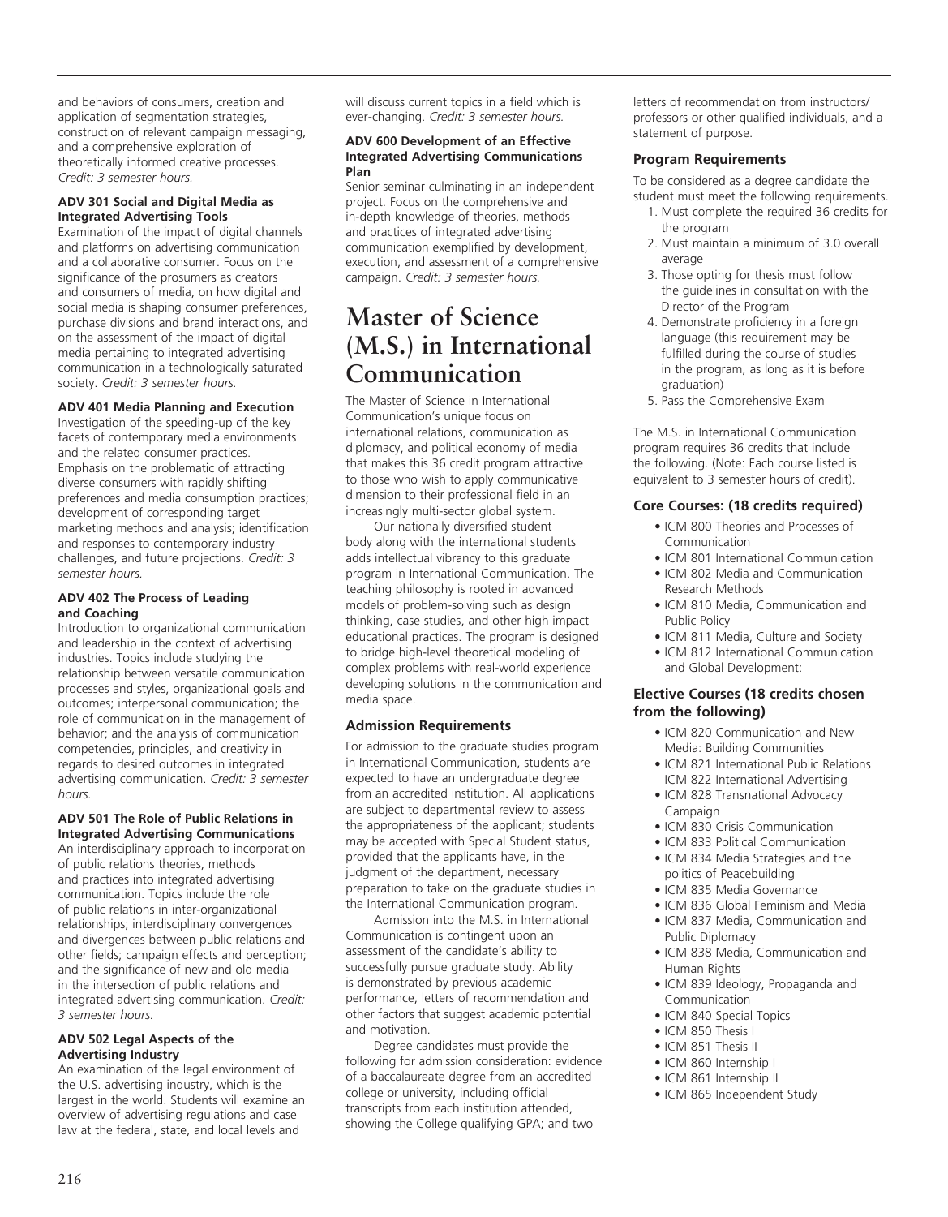and behaviors of consumers, creation and application of segmentation strategies, construction of relevant campaign messaging, and a comprehensive exploration of theoretically informed creative processes. *Credit: 3 semester hours.*

#### ADV 301 Social and Digital Media as Integrated Advertising Tools

Examination of the impact of digital channels and platforms on advertising communication and a collaborative consumer. Focus on the significance of the prosumers as creators and consumers of media, on how digital and social media is shaping consumer preferences, purchase divisions and brand interactions, and on the assessment of the impact of digital media pertaining to integrated advertising communication in a technologically saturated society. *Credit: 3 semester hours.*

#### ADV 401 Media Planning and Execution

Investigation of the speeding-up of the key facets of contemporary media environments and the related consumer practices. Emphasis on the problematic of attracting diverse consumers with rapidly shifting preferences and media consumption practices; development of corresponding target marketing methods and analysis; identification and responses to contemporary industry challenges, and future projections. *Credit: 3 semester hours.*

#### ADV 402 The Process of Leading and Coaching

Introduction to organizational communication and leadership in the context of advertising industries. Topics include studying the relationship between versatile communication processes and styles, organizational goals and outcomes; interpersonal communication; the role of communication in the management of behavior; and the analysis of communication competencies, principles, and creativity in regards to desired outcomes in integrated advertising communication. *Credit: 3 semester hours.*

#### ADV 501 The Role of Public Relations in Integrated Advertising Communications

An interdisciplinary approach to incorporation of public relations theories, methods and practices into integrated advertising communication. Topics include the role of public relations in inter-organizational relationships; interdisciplinary convergences and divergences between public relations and other fields; campaign effects and perception; and the significance of new and old media in the intersection of public relations and integrated advertising communication. *Credit: 3 semester hours.*

#### ADV 502 Legal Aspects of the Advertising Industry

An examination of the legal environment of the U.S. advertising industry, which is the largest in the world. Students will examine an overview of advertising regulations and case law at the federal, state, and local levels and will discuss current topics in a field which is ever-changing. *Credit: 3 semester hours.*

#### ADV 600 Development of an Effective Integrated Advertising Communications Plan

Senior seminar culminating in an independent project. Focus on the comprehensive and in-depth knowledge of theories, methods and practices of integrated advertising communication exemplified by development, execution, and assessment of a comprehensive campaign. *Credit: 3 semester hours.*

# Master of Science (M.S.) in International Communication

The Master of Science in International Communication's unique focus on international relations, communication as diplomacy, and political economy of media that makes this 36 credit program attractive to those who wish to apply communicative dimension to their professional field in an increasingly multi-sector global system.

Our nationally diversified student body along with the international students adds intellectual vibrancy to this graduate program in International Communication. The teaching philosophy is rooted in advanced models of problem-solving such as design thinking, case studies, and other high impact educational practices. The program is designed to bridge high-level theoretical modeling of complex problems with real-world experience developing solutions in the communication and media space.

### Admission Requirements

For admission to the graduate studies program in International Communication, students are expected to have an undergraduate degree from an accredited institution. All applications are subject to departmental review to assess the appropriateness of the applicant; students may be accepted with Special Student status, provided that the applicants have, in the judgment of the department, necessary preparation to take on the graduate studies in the International Communication program.

Admission into the M.S. in International Communication is contingent upon an assessment of the candidate's ability to successfully pursue graduate study. Ability is demonstrated by previous academic performance, letters of recommendation and other factors that suggest academic potential and motivation.

Degree candidates must provide the following for admission consideration: evidence of a baccalaureate degree from an accredited college or university, including official transcripts from each institution attended, showing the College qualifying GPA; and two letters of recommendation from instructors/professors or other qualified individuals, and a statement of purpose.

### Program Requirements

To be considered as a degree candidate the student must meet the following requirements.

1. Must complete the required 36 credits for the program
2. Must maintain a minimum of 3.0 overall average
3. Those opting for thesis must follow the guidelines in consultation with the Director of the Program
4. Demonstrate proficiency in a foreign language (this requirement may be fulfilled during the course of studies in the program, as long as it is before graduation)
5. Pass the Comprehensive Exam

The M.S. in International Communication program requires 36 credits that include the following. (Note: Each course listed is equivalent to 3 semester hours of credit).

### Core Courses: (18 credits required)

- ICM 800 Theories and Processes of Communication
- ICM 801 International Communication
- ICM 802 Media and Communication Research Methods
- ICM 810 Media, Communication and Public Policy
- ICM 811 Media, Culture and Society
- ICM 812 International Communication and Global Development:

### Elective Courses (18 credits chosen from the following)

- ICM 820 Communication and New Media: Building Communities
- ICM 821 International Public Relations ICM 822 International Advertising
- ICM 828 Transnational Advocacy Campaign
- ICM 830 Crisis Communication
- ICM 833 Political Communication
- ICM 834 Media Strategies and the politics of Peacebuilding
- ICM 835 Media Governance
- ICM 836 Global Feminism and Media
- ICM 837 Media, Communication and Public Diplomacy
- ICM 838 Media, Communication and Human Rights
- ICM 839 Ideology, Propaganda and Communication
- ICM 840 Special Topics
- ICM 850 Thesis I
- ICM 851 Thesis II
- ICM 860 Internship I
- ICM 861 Internship II
- ICM 865 Independent Study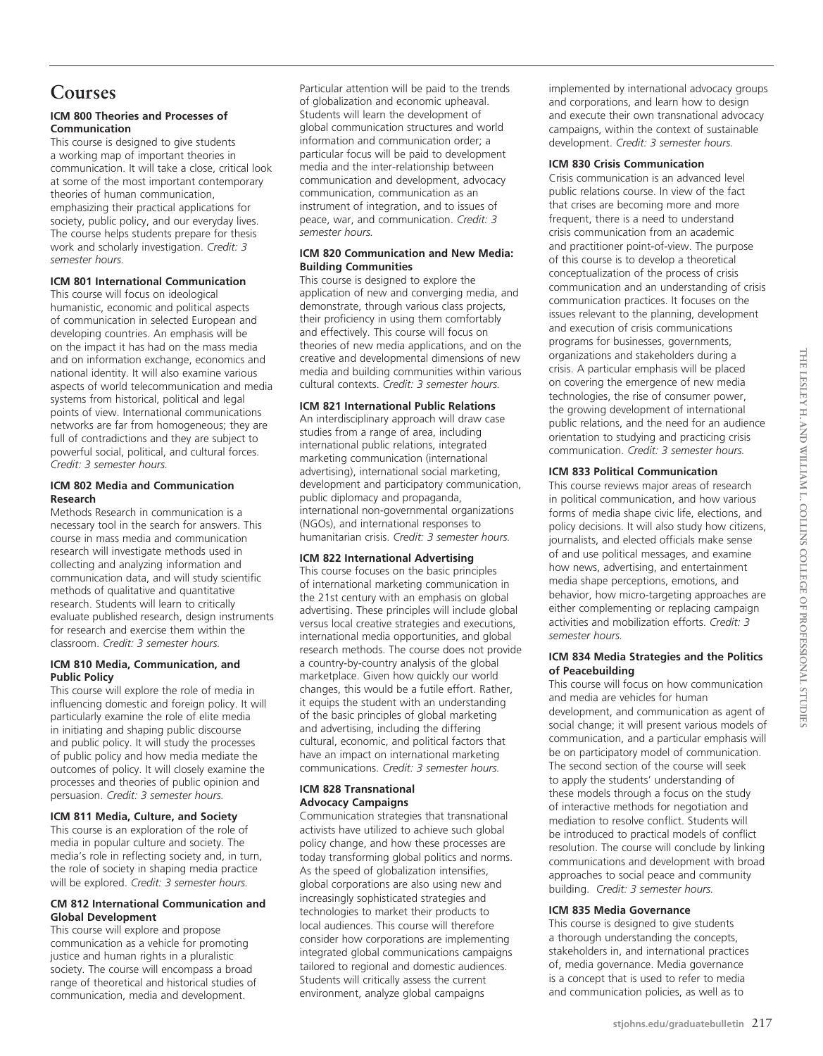## Courses

**ICM 800 Theories and Processes of Communication**

This course is designed to give students a working map of important theories in communication. It will take a close, critical look at some of the most important contemporary theories of human communication, emphasizing their practical applications for society, public policy, and our everyday lives. The course helps students prepare for thesis work and scholarly investigation. *Credit: 3 semester hours.*

**ICM 801 International Communication**

This course will focus on ideological humanistic, economic and political aspects of communication in selected European and developing countries. An emphasis will be on the impact it has had on the mass media and on information exchange, economics and national identity. It will also examine various aspects of world telecommunication and media systems from historical, political and legal points of view. International communications networks are far from homogeneous; they are full of contradictions and they are subject to powerful social, political, and cultural forces. *Credit: 3 semester hours.*

**ICM 802 Media and Communication Research**

Methods Research in communication is a necessary tool in the search for answers. This course in mass media and communication research will investigate methods used in collecting and analyzing information and communication data, and will study scientific methods of qualitative and quantitative research. Students will learn to critically evaluate published research, design instruments for research and exercise them within the classroom. *Credit: 3 semester hours.*

**ICM 810 Media, Communication, and Public Policy**

This course will explore the role of media in influencing domestic and foreign policy. It will particularly examine the role of elite media in initiating and shaping public discourse and public policy. It will study the processes of public policy and how media mediate the outcomes of policy. It will closely examine the processes and theories of public opinion and persuasion. *Credit: 3 semester hours.*

**ICM 811 Media, Culture, and Society**

This course is an exploration of the role of media in popular culture and society. The media's role in reflecting society and, in turn, the role of society in shaping media practice will be explored. *Credit: 3 semester hours.*

**CM 812 International Communication and Global Development**

This course will explore and propose communication as a vehicle for promoting justice and human rights in a pluralistic society. The course will encompass a broad range of theoretical and historical studies of communication, media and development. Particular attention will be paid to the trends of globalization and economic upheaval. Students will learn the development of global communication structures and world information and communication order; a particular focus will be paid to development media and the inter-relationship between communication and development, advocacy communication, communication as an instrument of integration, and to issues of peace, war, and communication. *Credit: 3 semester hours.*

**ICM 820 Communication and New Media: Building Communities**

This course is designed to explore the application of new and converging media, and demonstrate, through various class projects, their proficiency in using them comfortably and effectively. This course will focus on theories of new media applications, and on the creative and developmental dimensions of new media and building communities within various cultural contexts. *Credit: 3 semester hours.*

**ICM 821 International Public Relations**

An interdisciplinary approach will draw case studies from a range of area, including international public relations, integrated marketing communication (international advertising), international social marketing, development and participatory communication, public diplomacy and propaganda, international non-governmental organizations (NGOs), and international responses to humanitarian crisis. *Credit: 3 semester hours.*

**ICM 822 International Advertising**

This course focuses on the basic principles of international marketing communication in the 21st century with an emphasis on global advertising. These principles will include global versus local creative strategies and executions, international media opportunities, and global research methods. The course does not provide a country-by-country analysis of the global marketplace. Given how quickly our world changes, this would be a futile effort. Rather, it equips the student with an understanding of the basic principles of global marketing and advertising, including the differing cultural, economic, and political factors that have an impact on international marketing communications. *Credit: 3 semester hours.*

**ICM 828 Transnational Advocacy Campaigns**

Communication strategies that transnational activists have utilized to achieve such global policy change, and how these processes are today transforming global politics and norms. As the speed of globalization intensifies, global corporations are also using new and increasingly sophisticated strategies and technologies to market their products to local audiences. This course will therefore consider how corporations are implementing integrated global communications campaigns tailored to regional and domestic audiences. Students will critically assess the current environment, analyze global campaigns implemented by international advocacy groups and corporations, and learn how to design and execute their own transnational advocacy campaigns, within the context of sustainable development. *Credit: 3 semester hours.*

**ICM 830 Crisis Communication**

Crisis communication is an advanced level public relations course. In view of the fact that crises are becoming more and more frequent, there is a need to understand crisis communication from an academic and practitioner point-of-view. The purpose of this course is to develop a theoretical conceptualization of the process of crisis communication and an understanding of crisis communication practices. It focuses on the issues relevant to the planning, development and execution of crisis communications programs for businesses, governments, organizations and stakeholders during a crisis. A particular emphasis will be placed on covering the emergence of new media technologies, the rise of consumer power, the growing development of international public relations, and the need for an audience orientation to studying and practicing crisis communication. *Credit: 3 semester hours.*

**ICM 833 Political Communication**

This course reviews major areas of research in political communication, and how various forms of media shape civic life, elections, and policy decisions. It will also study how citizens, journalists, and elected officials make sense of and use political messages, and examine how news, advertising, and entertainment media shape perceptions, emotions, and behavior, how micro-targeting approaches are either complementing or replacing campaign activities and mobilization efforts. *Credit: 3 semester hours.*

**ICM 834 Media Strategies and the Politics of Peacebuilding**

This course will focus on how communication and media are vehicles for human development, and communication as agent of social change; it will present various models of communication, and a particular emphasis will be on participatory model of communication. The second section of the course will seek to apply the students' understanding of these models through a focus on the study of interactive methods for negotiation and mediation to resolve conflict. Students will be introduced to practical models of conflict resolution. The course will conclude by linking communications and development with broad approaches to social peace and community building. *Credit: 3 semester hours.*

**ICM 835 Media Governance**

This course is designed to give students a thorough understanding the concepts, stakeholders in, and international practices of, media governance. Media governance is a concept that is used to refer to media and communication policies, as well as to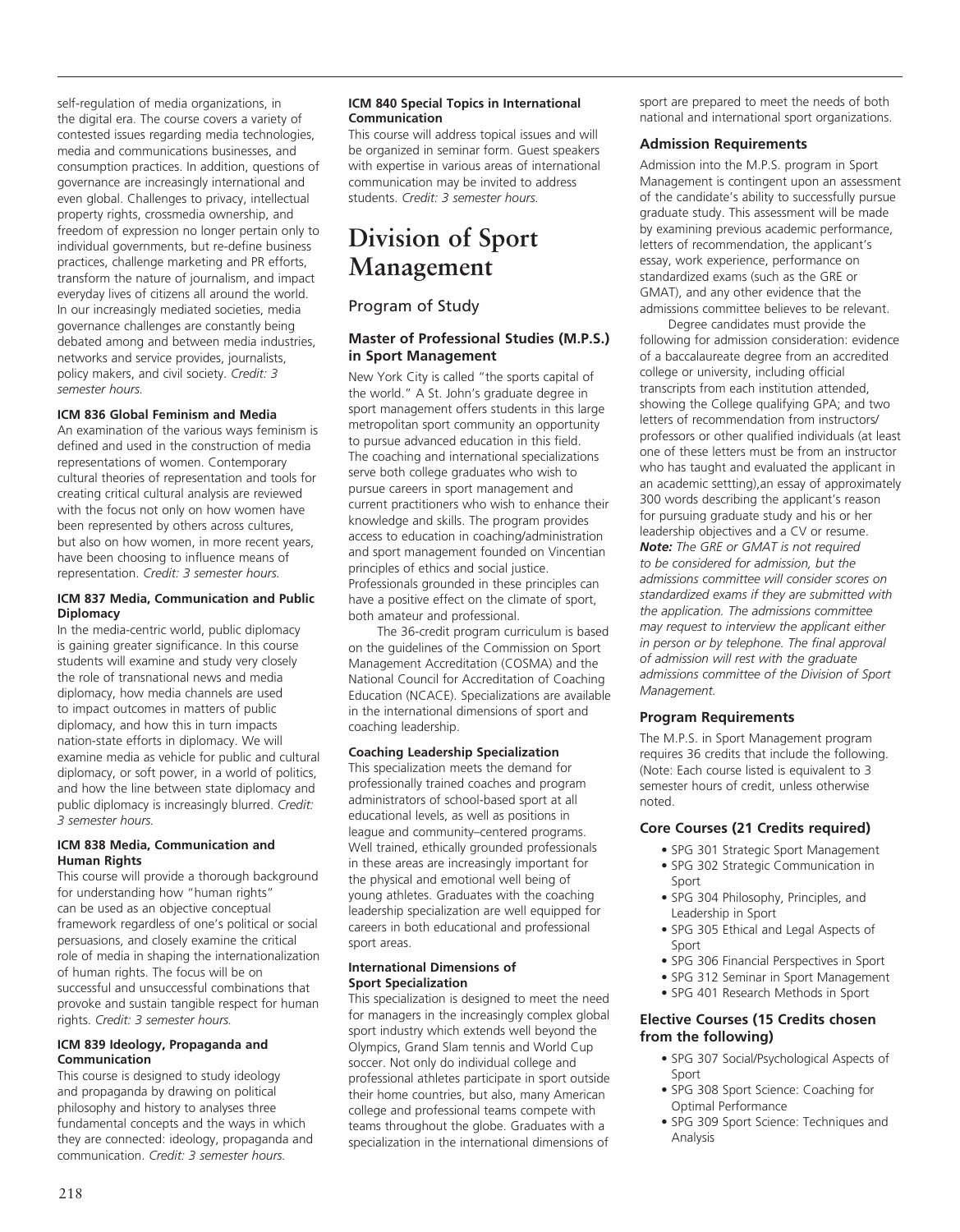self-regulation of media organizations, in the digital era. The course covers a variety of contested issues regarding media technologies, media and communications businesses, and consumption practices. In addition, questions of governance are increasingly international and even global. Challenges to privacy, intellectual property rights, crossmedia ownership, and freedom of expression no longer pertain only to individual governments, but re-define business practices, challenge marketing and PR efforts, transform the nature of journalism, and impact everyday lives of citizens all around the world. In our increasingly mediated societies, media governance challenges are constantly being debated among and between media industries, networks and service provides, journalists, policy makers, and civil society. *Credit: 3 semester hours.*

**ICM 836 Global Feminism and Media**

An examination of the various ways feminism is defined and used in the construction of media representations of women. Contemporary cultural theories of representation and tools for creating critical cultural analysis are reviewed with the focus not only on how women have been represented by others across cultures, but also on how women, in more recent years, have been choosing to influence means of representation. *Credit: 3 semester hours.*

**ICM 837 Media, Communication and Public Diplomacy**

In the media-centric world, public diplomacy is gaining greater significance. In this course students will examine and study very closely the role of transnational news and media diplomacy, how media channels are used to impact outcomes in matters of public diplomacy, and how this in turn impacts nation-state efforts in diplomacy. We will examine media as vehicle for public and cultural diplomacy, or soft power, in a world of politics, and how the line between state diplomacy and public diplomacy is increasingly blurred. *Credit: 3 semester hours.*

**ICM 838 Media, Communication and Human Rights**

This course will provide a thorough background for understanding how "human rights" can be used as an objective conceptual framework regardless of one's political or social persuasions, and closely examine the critical role of media in shaping the internationalization of human rights. The focus will be on successful and unsuccessful combinations that provoke and sustain tangible respect for human rights. *Credit: 3 semester hours.*

**ICM 839 Ideology, Propaganda and Communication**

This course is designed to study ideology and propaganda by drawing on political philosophy and history to analyses three fundamental concepts and the ways in which they are connected: ideology, propaganda and communication. *Credit: 3 semester hours.*

**ICM 840 Special Topics in International Communication**

This course will address topical issues and will be organized in seminar form. Guest speakers with expertise in various areas of international communication may be invited to address students. *Credit: 3 semester hours.*

# Division of Sport Management

## Program of Study

### Master of Professional Studies (M.P.S.) in Sport Management

New York City is called "the sports capital of the world." A St. John's graduate degree in sport management offers students in this large metropolitan sport community an opportunity to pursue advanced education in this field. The coaching and international specializations serve both college graduates who wish to pursue careers in sport management and current practitioners who wish to enhance their knowledge and skills. The program provides access to education in coaching/administration and sport management founded on Vincentian principles of ethics and social justice. Professionals grounded in these principles can have a positive effect on the climate of sport, both amateur and professional.

The 36-credit program curriculum is based on the guidelines of the Commission on Sport Management Accreditation (COSMA) and the National Council for Accreditation of Coaching Education (NCACE). Specializations are available in the international dimensions of sport and coaching leadership.

**Coaching Leadership Specialization**

This specialization meets the demand for professionally trained coaches and program administrators of school-based sport at all educational levels, as well as positions in league and community–centered programs. Well trained, ethically grounded professionals in these areas are increasingly important for the physical and emotional well being of young athletes. Graduates with the coaching leadership specialization are well equipped for careers in both educational and professional sport areas.

**International Dimensions of Sport Specialization**

This specialization is designed to meet the need for managers in the increasingly complex global sport industry which extends well beyond the Olympics, Grand Slam tennis and World Cup soccer. Not only do individual college and professional athletes participate in sport outside their home countries, but also, many American college and professional teams compete with teams throughout the globe. Graduates with a specialization in the international dimensions of sport are prepared to meet the needs of both national and international sport organizations.

### Admission Requirements

Admission into the M.P.S. program in Sport Management is contingent upon an assessment of the candidate's ability to successfully pursue graduate study. This assessment will be made by examining previous academic performance, letters of recommendation, the applicant's essay, work experience, performance on standardized exams (such as the GRE or GMAT), and any other evidence that the admissions committee believes to be relevant.

Degree candidates must provide the following for admission consideration: evidence of a baccalaureate degree from an accredited college or university, including official transcripts from each institution attended, showing the College qualifying GPA; and two letters of recommendation from instructors/professors or other qualified individuals (at least one of these letters must be from an instructor who has taught and evaluated the applicant in an academic settting),an essay of approximately 300 words describing the applicant's reason for pursuing graduate study and his or her leadership objectives and a CV or resume. ***Note:*** *The GRE or GMAT is not required to be considered for admission, but the admissions committee will consider scores on standardized exams if they are submitted with the application. The admissions committee may request to interview the applicant either in person or by telephone. The final approval of admission will rest with the graduate admissions committee of the Division of Sport Management.*

### Program Requirements

The M.P.S. in Sport Management program requires 36 credits that include the following. (Note: Each course listed is equivalent to 3 semester hours of credit, unless otherwise noted.

### Core Courses (21 Credits required)

- SPG 301 Strategic Sport Management
- SPG 302 Strategic Communication in Sport
- SPG 304 Philosophy, Principles, and Leadership in Sport
- SPG 305 Ethical and Legal Aspects of Sport
- SPG 306 Financial Perspectives in Sport
- SPG 312 Seminar in Sport Management
- SPG 401 Research Methods in Sport

### Elective Courses (15 Credits chosen from the following)

- SPG 307 Social/Psychological Aspects of Sport
- SPG 308 Sport Science: Coaching for Optimal Performance
- SPG 309 Sport Science: Techniques and Analysis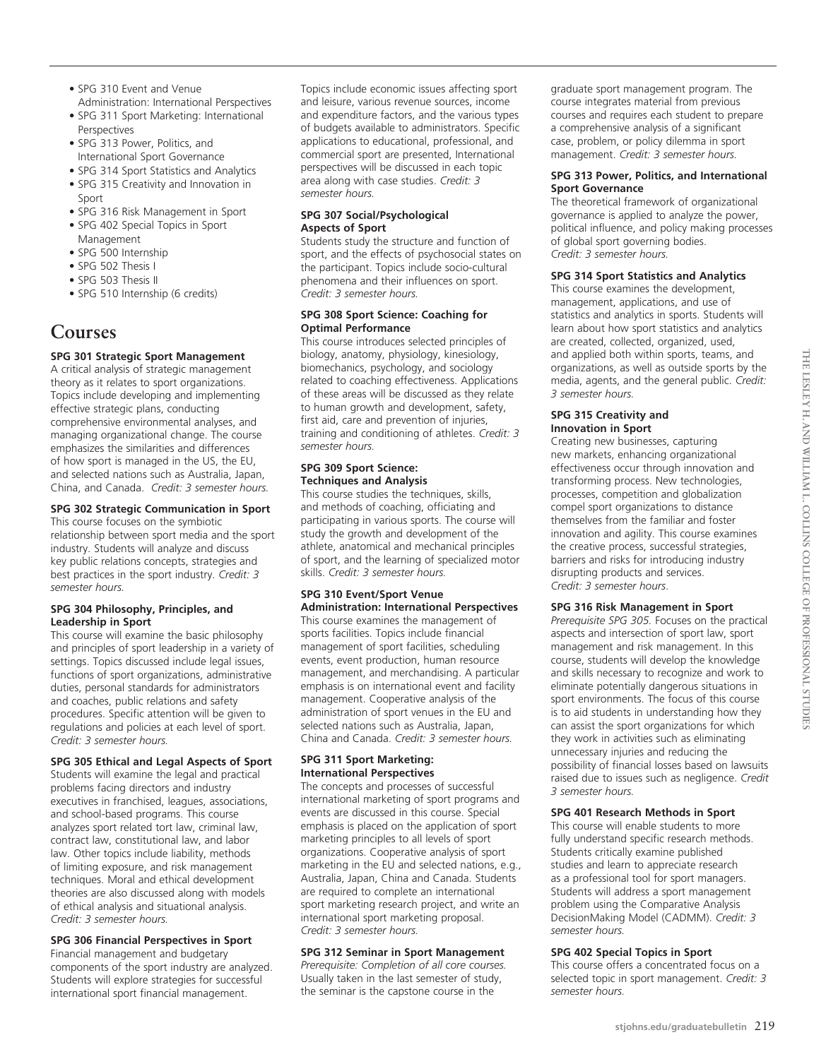- SPG 310 Event and Venue Administration: International Perspectives
- SPG 311 Sport Marketing: International Perspectives
- SPG 313 Power, Politics, and International Sport Governance
- SPG 314 Sport Statistics and Analytics
- SPG 315 Creativity and Innovation in Sport
- SPG 316 Risk Management in Sport
- SPG 402 Special Topics in Sport Management
- SPG 500 Internship
- SPG 502 Thesis I
- SPG 503 Thesis II
- SPG 510 Internship (6 credits)

## Courses

**SPG 301 Strategic Sport Management**
A critical analysis of strategic management theory as it relates to sport organizations. Topics include developing and implementing effective strategic plans, conducting comprehensive environmental analyses, and managing organizational change. The course emphasizes the similarities and differences of how sport is managed in the US, the EU, and selected nations such as Australia, Japan, China, and Canada. *Credit: 3 semester hours.*

**SPG 302 Strategic Communication in Sport**
This course focuses on the symbiotic relationship between sport media and the sport industry. Students will analyze and discuss key public relations concepts, strategies and best practices in the sport industry. *Credit: 3 semester hours.*

**SPG 304 Philosophy, Principles, and Leadership in Sport**
This course will examine the basic philosophy and principles of sport leadership in a variety of settings. Topics discussed include legal issues, functions of sport organizations, administrative duties, personal standards for administrators and coaches, public relations and safety procedures. Specific attention will be given to regulations and policies at each level of sport. *Credit: 3 semester hours.*

**SPG 305 Ethical and Legal Aspects of Sport**
Students will examine the legal and practical problems facing directors and industry executives in franchised, leagues, associations, and school-based programs. This course analyzes sport related tort law, criminal law, contract law, constitutional law, and labor law. Other topics include liability, methods of limiting exposure, and risk management techniques. Moral and ethical development theories are also discussed along with models of ethical analysis and situational analysis. *Credit: 3 semester hours.*

**SPG 306 Financial Perspectives in Sport**
Financial management and budgetary components of the sport industry are analyzed. Students will explore strategies for successful international sport financial management. Topics include economic issues affecting sport and leisure, various revenue sources, income and expenditure factors, and the various types of budgets available to administrators. Specific applications to educational, professional, and commercial sport are presented, International perspectives will be discussed in each topic area along with case studies. *Credit: 3 semester hours.*

**SPG 307 Social/Psychological Aspects of Sport**
Students study the structure and function of sport, and the effects of psychosocial states on the participant. Topics include socio-cultural phenomena and their influences on sport. *Credit: 3 semester hours.*

**SPG 308 Sport Science: Coaching for Optimal Performance**
This course introduces selected principles of biology, anatomy, physiology, kinesiology, biomechanics, psychology, and sociology related to coaching effectiveness. Applications of these areas will be discussed as they relate to human growth and development, safety, first aid, care and prevention of injuries, training and conditioning of athletes. *Credit: 3 semester hours.*

**SPG 309 Sport Science: Techniques and Analysis**
This course studies the techniques, skills, and methods of coaching, officiating and participating in various sports. The course will study the growth and development of the athlete, anatomical and mechanical principles of sport, and the learning of specialized motor skills. *Credit: 3 semester hours.*

**SPG 310 Event/Sport Venue Administration: International Perspectives**
This course examines the management of sports facilities. Topics include financial management of sport facilities, scheduling events, event production, human resource management, and merchandising. A particular emphasis is on international event and facility management. Cooperative analysis of the administration of sport venues in the EU and selected nations such as Australia, Japan, China and Canada. *Credit: 3 semester hours.*

**SPG 311 Sport Marketing: International Perspectives**
The concepts and processes of successful international marketing of sport programs and events are discussed in this course. Special emphasis is placed on the application of sport marketing principles to all levels of sport organizations. Cooperative analysis of sport marketing in the EU and selected nations, e.g., Australia, Japan, China and Canada. Students are required to complete an international sport marketing research project, and write an international sport marketing proposal. *Credit: 3 semester hours.*

**SPG 312 Seminar in Sport Management**
*Prerequisite: Completion of all core courses.* Usually taken in the last semester of study, the seminar is the capstone course in the graduate sport management program. The course integrates material from previous courses and requires each student to prepare a comprehensive analysis of a significant case, problem, or policy dilemma in sport management. *Credit: 3 semester hours.*

**SPG 313 Power, Politics, and International Sport Governance**
The theoretical framework of organizational governance is applied to analyze the power, political influence, and policy making processes of global sport governing bodies. *Credit: 3 semester hours.*

**SPG 314 Sport Statistics and Analytics**
This course examines the development, management, applications, and use of statistics and analytics in sports. Students will learn about how sport statistics and analytics are created, collected, organized, used, and applied both within sports, teams, and organizations, as well as outside sports by the media, agents, and the general public. *Credit: 3 semester hours.*

**SPG 315 Creativity and Innovation in Sport**
Creating new businesses, capturing new markets, enhancing organizational effectiveness occur through innovation and transforming process. New technologies, processes, competition and globalization compel sport organizations to distance themselves from the familiar and foster innovation and agility. This course examines the creative process, successful strategies, barriers and risks for introducing industry disrupting products and services. *Credit: 3 semester hours.*

**SPG 316 Risk Management in Sport**
*Prerequisite SPG 305.* Focuses on the practical aspects and intersection of sport law, sport management and risk management. In this course, students will develop the knowledge and skills necessary to recognize and work to eliminate potentially dangerous situations in sport environments. The focus of this course is to aid students in understanding how they can assist the sport organizations for which they work in activities such as eliminating unnecessary injuries and reducing the possibility of financial losses based on lawsuits raised due to issues such as negligence. *Credit 3 semester hours.*

**SPG 401 Research Methods in Sport**
This course will enable students to more fully understand specific research methods. Students critically examine published studies and learn to appreciate research as a professional tool for sport managers. Students will address a sport management problem using the Comparative Analysis DecisionMaking Model (CADMM). *Credit: 3 semester hours.*

**SPG 402 Special Topics in Sport**
This course offers a concentrated focus on a selected topic in sport management. *Credit: 3 semester hours.*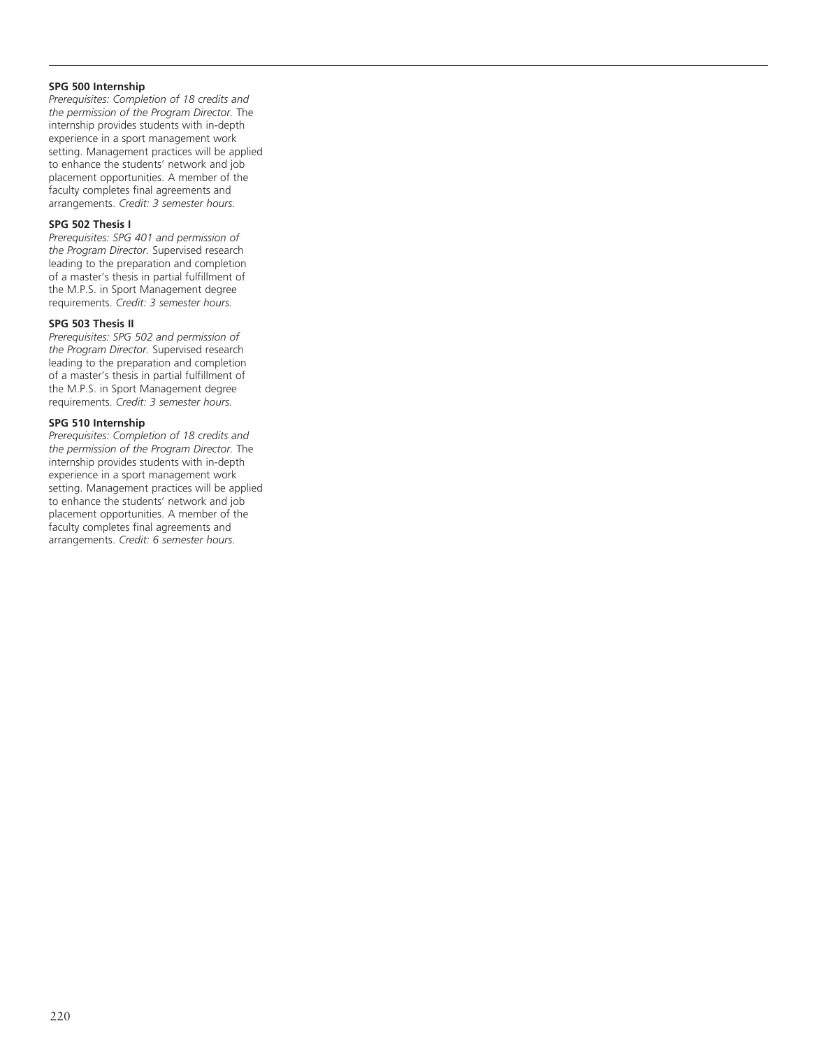**SPG 500 Internship**
*Prerequisites: Completion of 18 credits and the permission of the Program Director.* The internship provides students with in-depth experience in a sport management work setting. Management practices will be applied to enhance the students' network and job placement opportunities. A member of the faculty completes final agreements and arrangements. *Credit: 3 semester hours.*

**SPG 502 Thesis I**
*Prerequisites: SPG 401 and permission of the Program Director.* Supervised research leading to the preparation and completion of a master's thesis in partial fulfillment of the M.P.S. in Sport Management degree requirements. *Credit: 3 semester hours.*

**SPG 503 Thesis II**
*Prerequisites: SPG 502 and permission of the Program Director.* Supervised research leading to the preparation and completion of a master's thesis in partial fulfillment of the M.P.S. in Sport Management degree requirements. *Credit: 3 semester hours.*

**SPG 510 Internship**
*Prerequisites: Completion of 18 credits and the permission of the Program Director.* The internship provides students with in-depth experience in a sport management work setting. Management practices will be applied to enhance the students' network and job placement opportunities. A member of the faculty completes final agreements and arrangements. *Credit: 6 semester hours.*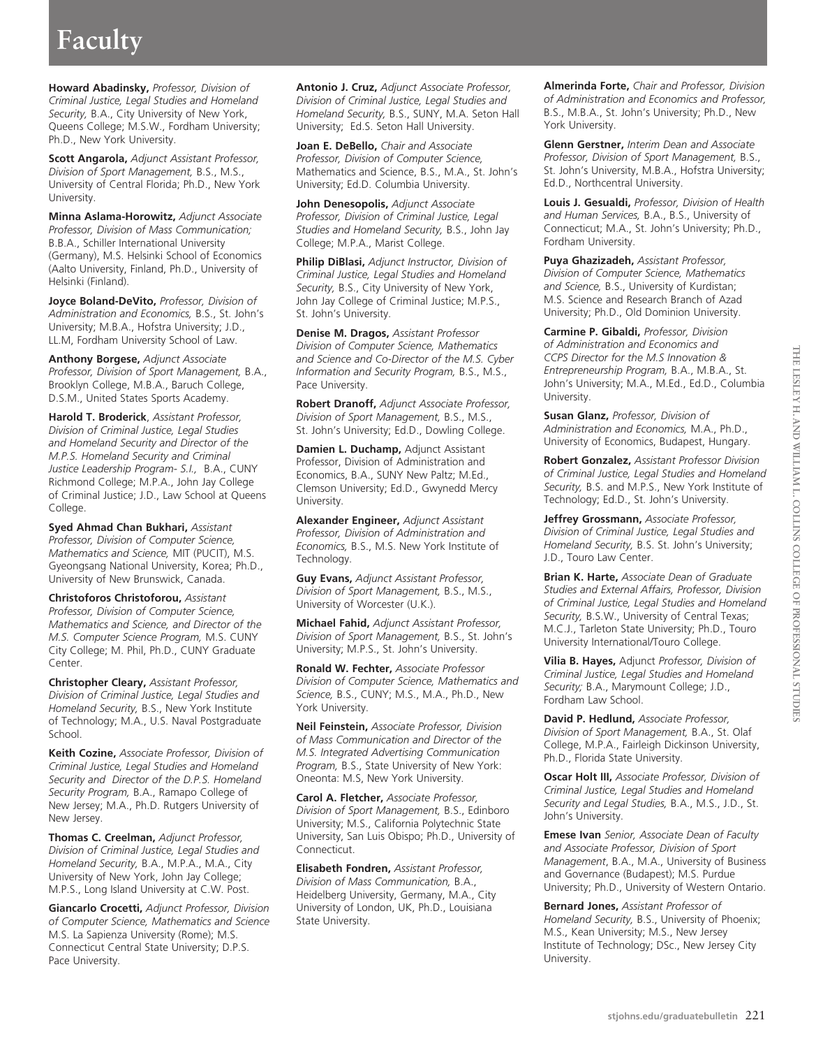# Faculty

**Howard Abadinsky,** *Professor, Division of Criminal Justice, Legal Studies and Homeland Security,* B.A., City University of New York, Queens College; M.S.W., Fordham University; Ph.D., New York University.

**Scott Angarola,** *Adjunct Assistant Professor, Division of Sport Management,* B.S., M.S., University of Central Florida; Ph.D., New York University.

**Minna Aslama-Horowitz,** *Adjunct Associate Professor, Division of Mass Communication;* B.B.A., Schiller International University (Germany), M.S. Helsinki School of Economics (Aalto University, Finland, Ph.D., University of Helsinki (Finland).

**Joyce Boland-DeVito,** *Professor, Division of Administration and Economics,* B.S., St. John's University; M.B.A., Hofstra University; J.D., LL.M, Fordham University School of Law.

**Anthony Borgese,** *Adjunct Associate Professor, Division of Sport Management,* B.A., Brooklyn College, M.B.A., Baruch College, D.S.M., United States Sports Academy.

**Harold T. Broderick**, *Assistant Professor, Division of Criminal Justice, Legal Studies and Homeland Security and Director of the M.P.S. Homeland Security and Criminal Justice Leadership Program- S.I.,* B.A., CUNY Richmond College; M.P.A., John Jay College of Criminal Justice; J.D., Law School at Queens College.

**Syed Ahmad Chan Bukhari,** *Assistant Professor, Division of Computer Science, Mathematics and Science,* MIT (PUCIT), M.S. Gyeongsang National University, Korea; Ph.D., University of New Brunswick, Canada.

**Christoforos Christoforou,** *Assistant Professor, Division of Computer Science, Mathematics and Science, and Director of the M.S. Computer Science Program,* M.S. CUNY City College; M. Phil, Ph.D., CUNY Graduate Center.

**Christopher Cleary,** *Assistant Professor, Division of Criminal Justice, Legal Studies and Homeland Security,* B.S., New York Institute of Technology; M.A., U.S. Naval Postgraduate School.

**Keith Cozine,** *Associate Professor, Division of Criminal Justice, Legal Studies and Homeland Security and Director of the D.P.S. Homeland Security Program,* B.A., Ramapo College of New Jersey; M.A., Ph.D. Rutgers University of New Jersey.

**Thomas C. Creelman,** *Adjunct Professor, Division of Criminal Justice, Legal Studies and Homeland Security,* B.A., M.P.A., M.A., City University of New York, John Jay College; M.P.S., Long Island University at C.W. Post.

**Giancarlo Crocetti,** *Adjunct Professor, Division of Computer Science, Mathematics and Science* M.S. La Sapienza University (Rome); M.S. Connecticut Central State University; D.P.S. Pace University.

**Antonio J. Cruz,** *Adjunct Associate Professor, Division of Criminal Justice, Legal Studies and Homeland Security,* B.S., SUNY, M.A. Seton Hall University; Ed.S. Seton Hall University.

**Joan E. DeBello,** *Chair and Associate Professor, Division of Computer Science,* Mathematics and Science, B.S., M.A., St. John's University; Ed.D. Columbia University.

**John Denesopolis,** *Adjunct Associate Professor, Division of Criminal Justice, Legal Studies and Homeland Security,* B.S., John Jay College; M.P.A., Marist College.

**Philip DiBlasi,** *Adjunct Instructor, Division of Criminal Justice, Legal Studies and Homeland Security,* B.S., City University of New York, John Jay College of Criminal Justice; M.P.S., St. John's University.

**Denise M. Dragos,** *Assistant Professor Division of Computer Science, Mathematics and Science and Co-Director of the M.S. Cyber Information and Security Program,* B.S., M.S., Pace University.

**Robert Dranoff,** *Adjunct Associate Professor, Division of Sport Management,* B.S., M.S., St. John's University; Ed.D., Dowling College.

**Damien L. Duchamp,** Adjunct Assistant Professor, Division of Administration and Economics, B.A., SUNY New Paltz; M.Ed., Clemson University; Ed.D., Gwynedd Mercy University.

**Alexander Engineer,** *Adjunct Assistant Professor, Division of Administration and Economics,* B.S., M.S. New York Institute of Technology.

**Guy Evans,** *Adjunct Assistant Professor, Division of Sport Management,* B.S., M.S., University of Worcester (U.K.).

**Michael Fahid,** *Adjunct Assistant Professor, Division of Sport Management,* B.S., St. John's University; M.P.S., St. John's University.

**Ronald W. Fechter,** *Associate Professor Division of Computer Science, Mathematics and Science,* B.S., CUNY; M.S., M.A., Ph.D., New York University.

**Neil Feinstein,** *Associate Professor, Division of Mass Communication and Director of the M.S. Integrated Advertising Communication Program,* B.S., State University of New York: Oneonta: M.S, New York University.

**Carol A. Fletcher,** *Associate Professor, Division of Sport Management,* B.S., Edinboro University; M.S., California Polytechnic State University, San Luis Obispo; Ph.D., University of Connecticut.

**Elisabeth Fondren,** *Assistant Professor, Division of Mass Communication,* B.A., Heidelberg University, Germany, M.A., City University of London, UK, Ph.D., Louisiana State University.

**Almerinda Forte,** *Chair and Professor, Division of Administration and Economics and Professor,* B.S., M.B.A., St. John's University; Ph.D., New York University.

**Glenn Gerstner,** *Interim Dean and Associate Professor, Division of Sport Management,* B.S., St. John's University, M.B.A., Hofstra University; Ed.D., Northcentral University.

**Louis J. Gesualdi,** *Professor, Division of Health and Human Services,* B.A., B.S., University of Connecticut; M.A., St. John's University; Ph.D., Fordham University.

**Puya Ghazizadeh,** *Assistant Professor, Division of Computer Science, Mathematics and Science,* B.S., University of Kurdistan; M.S. Science and Research Branch of Azad University; Ph.D., Old Dominion University.

**Carmine P. Gibaldi,** *Professor, Division of Administration and Economics and CCPS Director for the M.S Innovation & Entrepreneurship Program,* B.A., M.B.A., St. John's University; M.A., M.Ed., Ed.D., Columbia University.

**Susan Glanz,** *Professor, Division of Administration and Economics,* M.A., Ph.D., University of Economics, Budapest, Hungary.

**Robert Gonzalez,** *Assistant Professor Division of Criminal Justice, Legal Studies and Homeland Security,* B.S. and M.P.S., New York Institute of Technology; Ed.D., St. John's University.

**Jeffrey Grossmann,** *Associate Professor, Division of Criminal Justice, Legal Studies and Homeland Security,* B.S. St. John's University; J.D., Touro Law Center.

**Brian K. Harte,** *Associate Dean of Graduate Studies and External Affairs, Professor, Division of Criminal Justice, Legal Studies and Homeland Security,* B.S.W., University of Central Texas; M.C.J., Tarleton State University; Ph.D., Touro University International/Touro College.

**Vilia B. Hayes,** Adjunct *Professor, Division of Criminal Justice, Legal Studies and Homeland Security;* B.A., Marymount College; J.D., Fordham Law School.

**David P. Hedlund,** *Associate Professor, Division of Sport Management,* B.A., St. Olaf College, M.P.A., Fairleigh Dickinson University, Ph.D., Florida State University.

**Oscar Holt III,** *Associate Professor, Division of Criminal Justice, Legal Studies and Homeland Security and Legal Studies,* B.A., M.S., J.D., St. John's University.

**Emese Ivan** *Senior, Associate Dean of Faculty and Associate Professor, Division of Sport Management*, B.A., M.A., University of Business and Governance (Budapest); M.S. Purdue University; Ph.D., University of Western Ontario.

**Bernard Jones,** *Assistant Professor of Homeland Security,* B.S., University of Phoenix; M.S., Kean University; M.S., New Jersey Institute of Technology; DSc., New Jersey City University.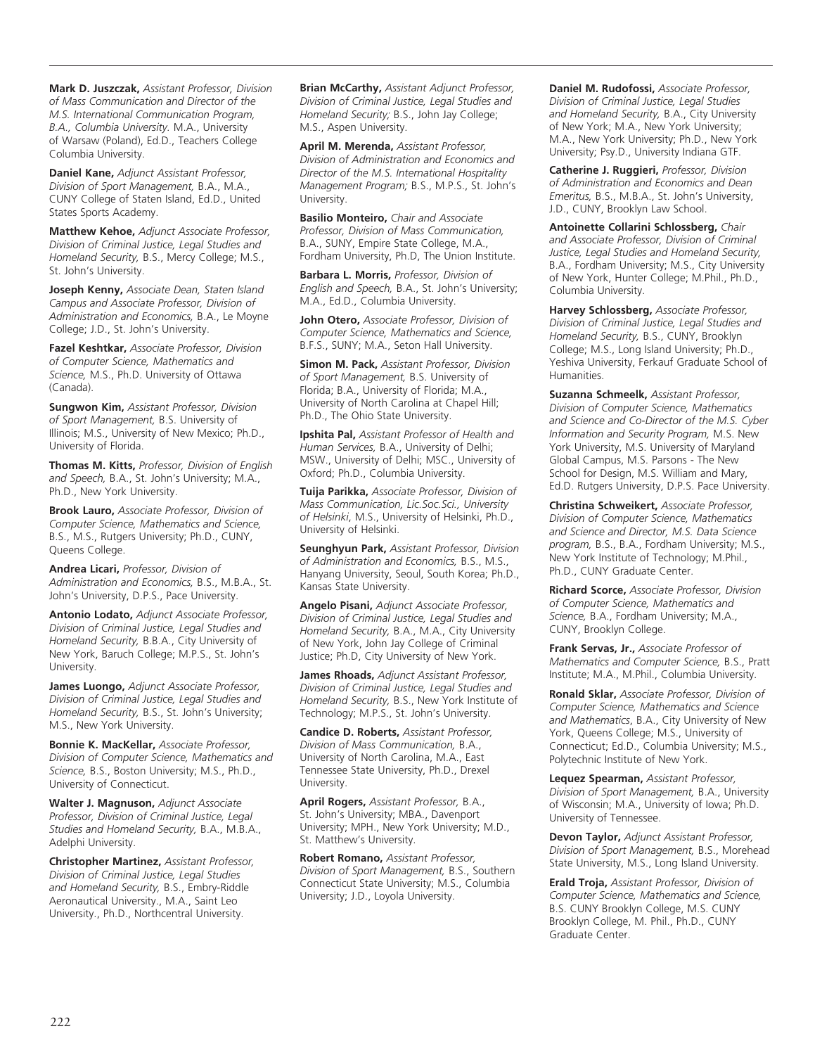**Mark D. Juszczak,** *Assistant Professor, Division of Mass Communication and Director of the M.S. International Communication Program, B.A., Columbia University.* M.A., University of Warsaw (Poland), Ed.D., Teachers College Columbia University.

**Daniel Kane,** *Adjunct Assistant Professor, Division of Sport Management,* B.A., M.A., CUNY College of Staten Island, Ed.D., United States Sports Academy.

**Matthew Kehoe,** *Adjunct Associate Professor, Division of Criminal Justice, Legal Studies and Homeland Security,* B.S., Mercy College; M.S., St. John's University.

**Joseph Kenny,** *Associate Dean, Staten Island Campus and Associate Professor, Division of Administration and Economics,* B.A., Le Moyne College; J.D., St. John's University.

**Fazel Keshtkar,** *Associate Professor, Division of Computer Science, Mathematics and Science,* M.S., Ph.D. University of Ottawa (Canada).

**Sungwon Kim,** *Assistant Professor, Division of Sport Management,* B.S. University of Illinois; M.S., University of New Mexico; Ph.D., University of Florida.

**Thomas M. Kitts,** *Professor, Division of English and Speech,* B.A., St. John's University; M.A., Ph.D., New York University.

**Brook Lauro,** *Associate Professor, Division of Computer Science, Mathematics and Science,* B.S., M.S., Rutgers University; Ph.D., CUNY, Queens College.

**Andrea Licari,** *Professor, Division of Administration and Economics,* B.S., M.B.A., St. John's University, D.P.S., Pace University.

**Antonio Lodato,** *Adjunct Associate Professor, Division of Criminal Justice, Legal Studies and Homeland Security,* B.B.A., City University of New York, Baruch College; M.P.S., St. John's University.

**James Luongo,** *Adjunct Associate Professor, Division of Criminal Justice, Legal Studies and Homeland Security,* B.S., St. John's University; M.S., New York University.

**Bonnie K. MacKellar,** *Associate Professor, Division of Computer Science, Mathematics and Science,* B.S., Boston University; M.S., Ph.D., University of Connecticut.

**Walter J. Magnuson,** *Adjunct Associate Professor, Division of Criminal Justice, Legal Studies and Homeland Security,* B.A., M.B.A., Adelphi University.

**Christopher Martinez,** *Assistant Professor, Division of Criminal Justice, Legal Studies and Homeland Security,* B.S., Embry-Riddle Aeronautical University., M.A., Saint Leo University., Ph.D., Northcentral University.

**Brian McCarthy,** *Assistant Adjunct Professor, Division of Criminal Justice, Legal Studies and Homeland Security;* B.S., John Jay College; M.S., Aspen University.

**April M. Merenda,** *Assistant Professor, Division of Administration and Economics and Director of the M.S. International Hospitality Management Program;* B.S., M.P.S., St. John's University.

**Basilio Monteiro,** *Chair and Associate Professor, Division of Mass Communication,* B.A., SUNY, Empire State College, M.A., Fordham University, Ph.D, The Union Institute.

**Barbara L. Morris,** *Professor, Division of English and Speech,* B.A., St. John's University; M.A., Ed.D., Columbia University.

**John Otero,** *Associate Professor, Division of Computer Science, Mathematics and Science,* B.F.S., SUNY; M.A., Seton Hall University.

**Simon M. Pack,** *Assistant Professor, Division of Sport Management,* B.S. University of Florida; B.A., University of Florida; M.A., University of North Carolina at Chapel Hill; Ph.D., The Ohio State University.

**Ipshita Pal,** *Assistant Professor of Health and Human Services,* B.A., University of Delhi; MSW., University of Delhi; MSC., University of Oxford; Ph.D., Columbia University.

**Tuija Parikka,** *Associate Professor, Division of Mass Communication, Lic.Soc.Sci., University of Helsinki*, M.S., University of Helsinki, Ph.D., University of Helsinki.

**Seunghyun Park,** *Assistant Professor, Division of Administration and Economics,* B.S., M.S., Hanyang University, Seoul, South Korea; Ph.D., Kansas State University.

**Angelo Pisani,** *Adjunct Associate Professor, Division of Criminal Justice, Legal Studies and Homeland Security,* B.A., M.A., City University of New York, John Jay College of Criminal Justice; Ph.D, City University of New York.

**James Rhoads,** *Adjunct Assistant Professor, Division of Criminal Justice, Legal Studies and Homeland Security,* B.S., New York Institute of Technology; M.P.S., St. John's University.

**Candice D. Roberts,** *Assistant Professor, Division of Mass Communication,* B.A., University of North Carolina, M.A., East Tennessee State University, Ph.D., Drexel University.

**April Rogers,** *Assistant Professor,* B.A., St. John's University; MBA., Davenport University; MPH., New York University; M.D., St. Matthew's University.

**Robert Romano,** *Assistant Professor, Division of Sport Management,* B.S., Southern Connecticut State University; M.S., Columbia University; J.D., Loyola University.

**Daniel M. Rudofossi,** *Associate Professor, Division of Criminal Justice, Legal Studies and Homeland Security,* B.A., City University of New York; M.A., New York University; M.A., New York University; Ph.D., New York University; Psy.D., University Indiana GTF.

**Catherine J. Ruggieri,** *Professor, Division of Administration and Economics and Dean Emeritus,* B.S., M.B.A., St. John's University, J.D., CUNY, Brooklyn Law School.

**Antoinette Collarini Schlossberg,** *Chair and Associate Professor, Division of Criminal Justice, Legal Studies and Homeland Security,* B.A., Fordham University; M.S., City University of New York, Hunter College; M.Phil., Ph.D., Columbia University.

**Harvey Schlossberg,** *Associate Professor, Division of Criminal Justice, Legal Studies and Homeland Security,* B.S., CUNY, Brooklyn College; M.S., Long Island University; Ph.D., Yeshiva University, Ferkauf Graduate School of Humanities.

**Suzanna Schmeelk,** *Assistant Professor, Division of Computer Science, Mathematics and Science and Co-Director of the M.S. Cyber Information and Security Program,* M.S. New York University, M.S. University of Maryland Global Campus, M.S. Parsons - The New School for Design, M.S. William and Mary, Ed.D. Rutgers University, D.P.S. Pace University.

**Christina Schweikert,** *Associate Professor, Division of Computer Science, Mathematics and Science and Director, M.S. Data Science program,* B.S., B.A., Fordham University; M.S., New York Institute of Technology; M.Phil., Ph.D., CUNY Graduate Center.

**Richard Scorce,** *Associate Professor, Division of Computer Science, Mathematics and Science,* B.A., Fordham University; M.A., CUNY, Brooklyn College.

**Frank Servas, Jr.,** *Associate Professor of Mathematics and Computer Science,* B.S., Pratt Institute; M.A., M.Phil., Columbia University.

**Ronald Sklar,** *Associate Professor, Division of Computer Science, Mathematics and Science and Mathematics*, B.A., City University of New York, Queens College; M.S., University of Connecticut; Ed.D., Columbia University; M.S., Polytechnic Institute of New York.

**Lequez Spearman,** *Assistant Professor, Division of Sport Management,* B.A., University of Wisconsin; M.A., University of Iowa; Ph.D. University of Tennessee.

**Devon Taylor,** *Adjunct Assistant Professor, Division of Sport Management,* B.S., Morehead State University, M.S., Long Island University.

**Erald Troja,** *Assistant Professor, Division of Computer Science, Mathematics and Science,* B.S. CUNY Brooklyn College, M.S. CUNY Brooklyn College, M. Phil., Ph.D., CUNY Graduate Center.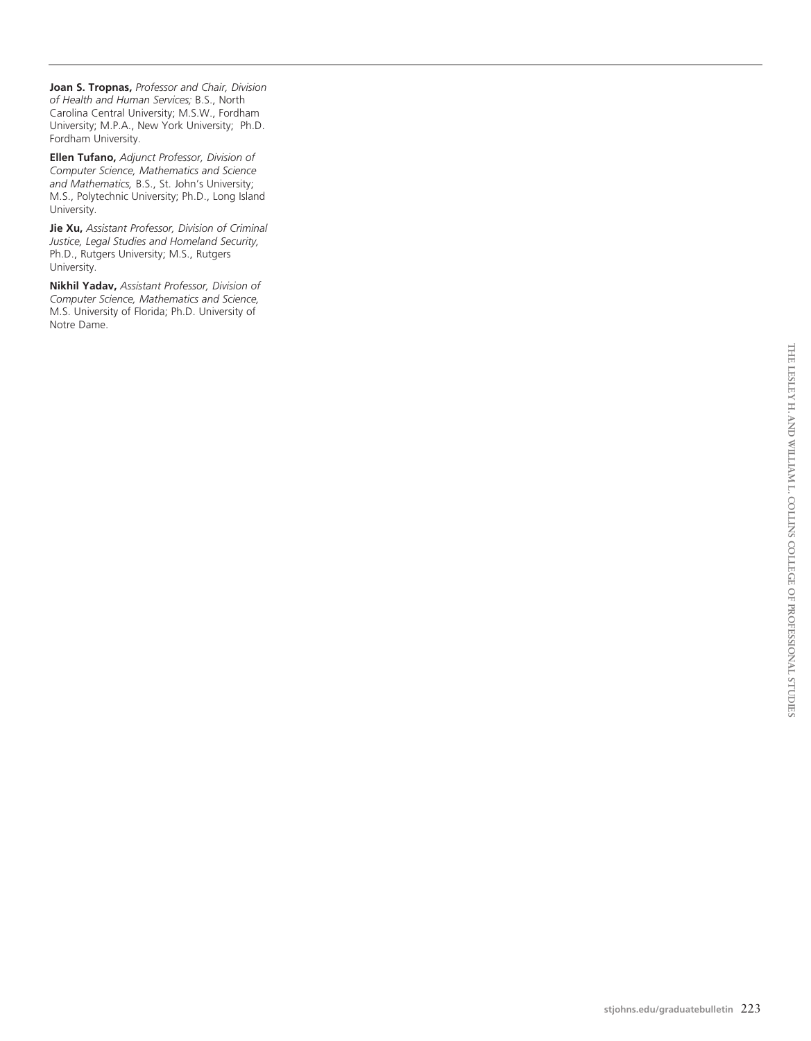**Joan S. Tropnas,** *Professor and Chair, Division of Health and Human Services;* B.S., North Carolina Central University; M.S.W., Fordham University; M.P.A., New York University; Ph.D. Fordham University.

**Ellen Tufano,** *Adjunct Professor, Division of Computer Science, Mathematics and Science and Mathematics,* B.S., St. John's University; M.S., Polytechnic University; Ph.D., Long Island University.

**Jie Xu,** *Assistant Professor, Division of Criminal Justice, Legal Studies and Homeland Security,* Ph.D., Rutgers University; M.S., Rutgers University.

**Nikhil Yadav,** *Assistant Professor, Division of Computer Science, Mathematics and Science,* M.S. University of Florida; Ph.D. University of Notre Dame.